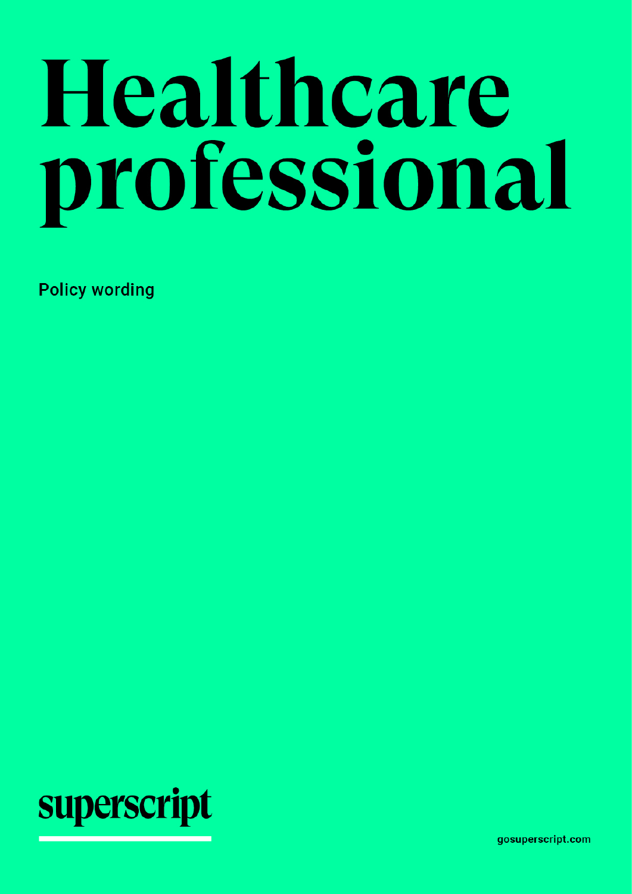# Healthcare professional

Policy wording

superscript

gosuperscript.com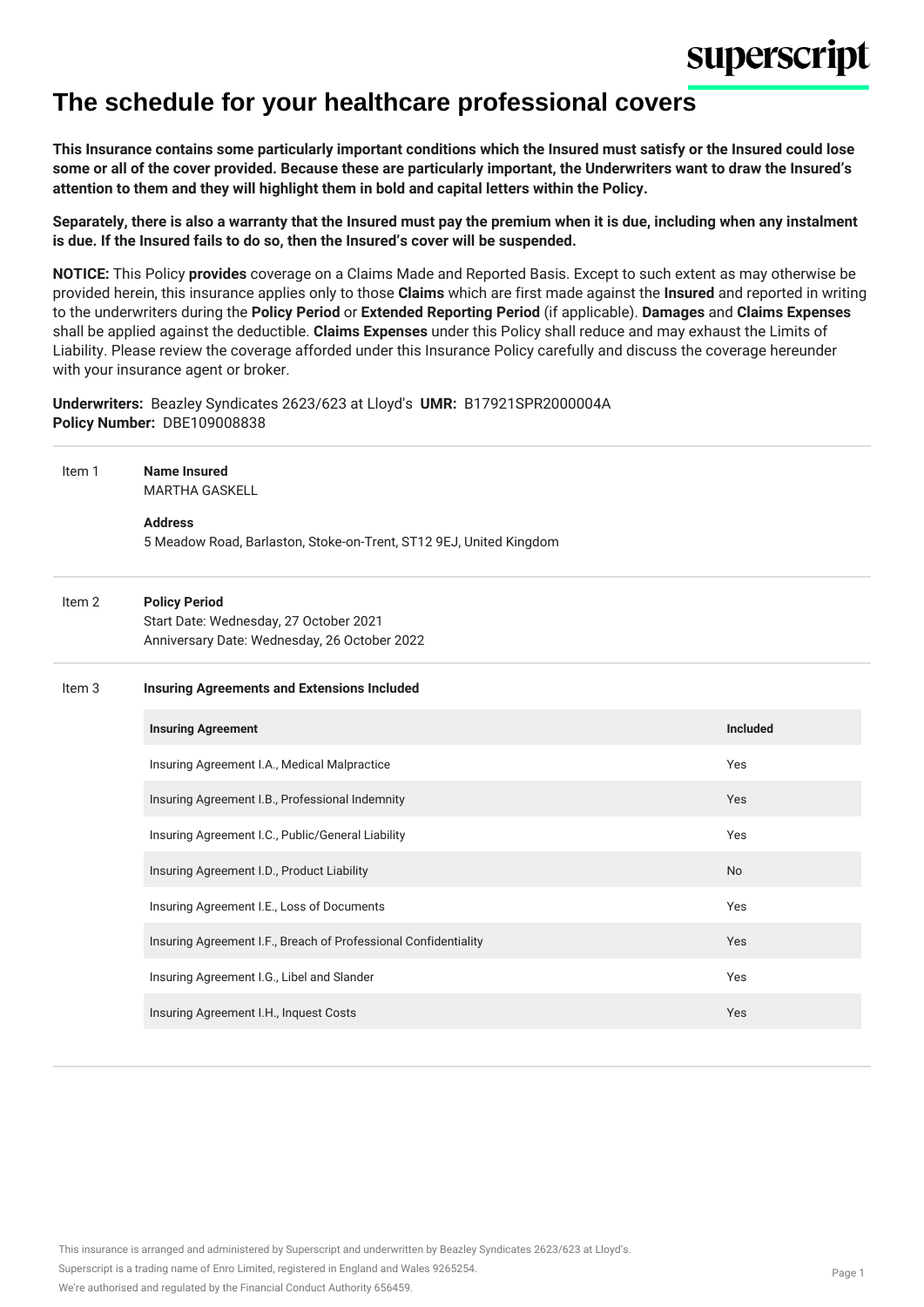# The schedule for your healthcare professional covers

**This Insurance contains some particularly important conditions which the Insured must satisfy or the Insured could lose some or all of the cover provided. Because these are particularly important, the Underwriters want to draw the Insured's attention to them and they will highlight them in bold and capital letters within the Policy.**

**Separately, there is also a warranty that the Insured must pay the premium when it is due, including when any instalment is due. If the Insured fails to do so, then the Insured's cover will be suspended.**

**NOTICE:** This Policy **provides** coverage on a Claims Made and Reported Basis. Except to such extent as may otherwise be provided herein, this insurance applies only to those **Claims** which are first made against the **Insured** and reported in writing to the underwriters during the **Policy Period** or **Extended Reporting Period** (if applicable). **Damages** and **Claims Expenses** shall be applied against the deductible. **Claims Expenses** under this Policy shall reduce and may exhaust the Limits of Liability. Please review the coverage afforded under this Insurance Policy carefully and discuss the coverage hereunder with your insurance agent or broker.

**Underwriters:** Beazley Syndicates 2623/623 at Lloyd's **UMR:** B17921SPR2000004A
**Policy Number:** DBE109008838

Item 1

**Name Insured**
MARTHA GASKELL

**Address**
5 Meadow Road, Barlaston, Stoke-on-Trent, ST12 9EJ, United Kingdom

Item 2

**Policy Period**
Start Date: Wednesday, 27 October 2021
Anniversary Date: Wednesday, 26 October 2022

Item 3

**Insuring Agreements and Extensions Included**

| Insuring Agreement | Included |
|---|---|
| Insuring Agreement I.A., Medical Malpractice | Yes |
| Insuring Agreement I.B., Professional Indemnity | Yes |
| Insuring Agreement I.C., Public/General Liability | Yes |
| Insuring Agreement I.D., Product Liability | No |
| Insuring Agreement I.E., Loss of Documents | Yes |
| Insuring Agreement I.F., Breach of Professional Confidentiality | Yes |
| Insuring Agreement I.G., Libel and Slander | Yes |
| Insuring Agreement I.H., Inquest Costs | Yes |

This insurance is arranged and administered by Superscript and underwritten by Beazley Syndicates 2623/623 at Lloyd's.
Superscript is a trading name of Enro Limited, registered in England and Wales 9265254.
We're authorised and regulated by the Financial Conduct Authority 656459.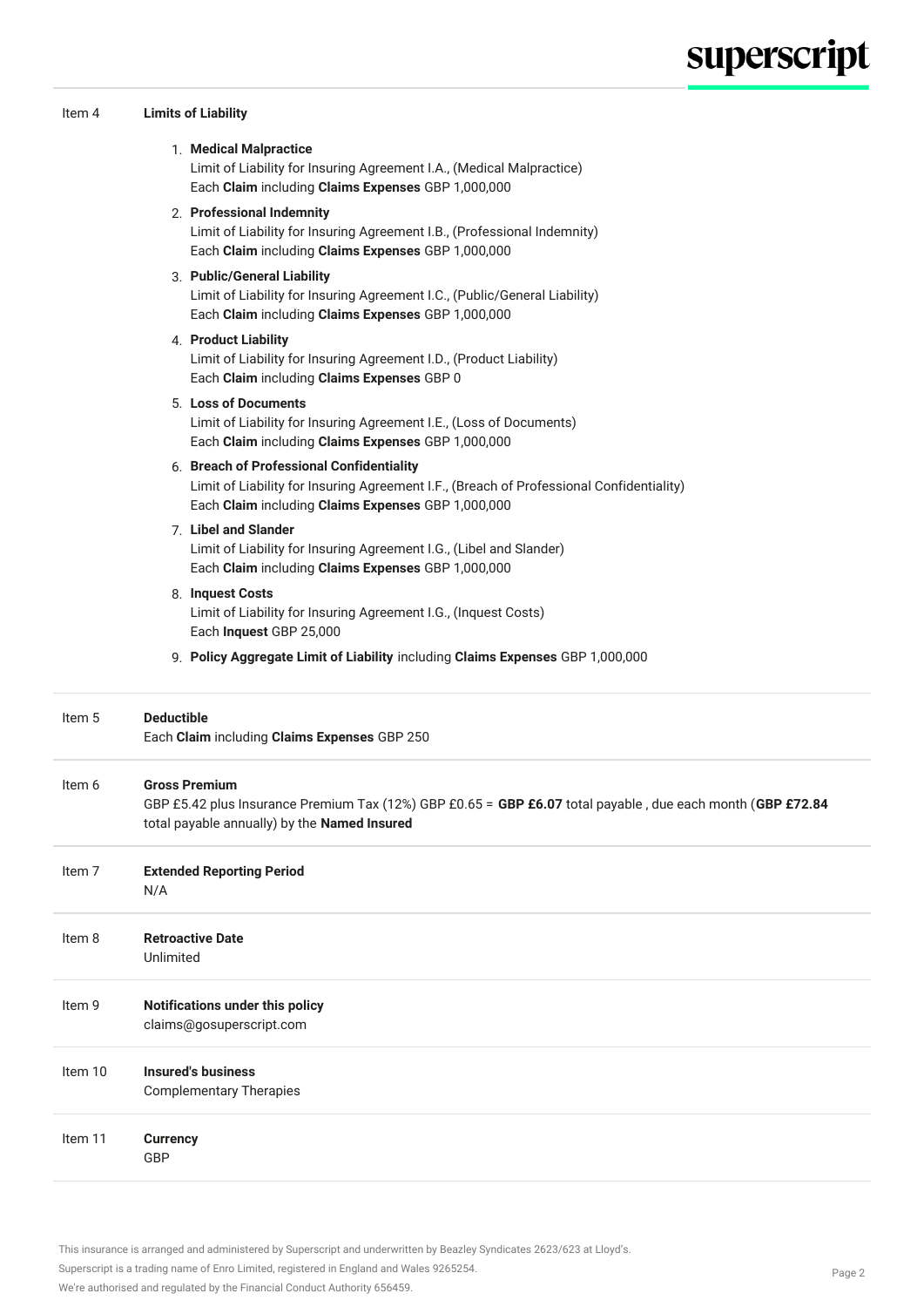| | |
|---|---|
| Item 4 | **Limits of Liability** |
| | 1. **Medical Malpractice**<br>Limit of Liability for Insuring Agreement I.A., (Medical Malpractice)<br>Each **Claim** including **Claims Expenses** GBP 1,000,000 |
| | 2. **Professional Indemnity**<br>Limit of Liability for Insuring Agreement I.B., (Professional Indemnity)<br>Each **Claim** including **Claims Expenses** GBP 1,000,000 |
| | 3. **Public/General Liability**<br>Limit of Liability for Insuring Agreement I.C., (Public/General Liability)<br>Each **Claim** including **Claims Expenses** GBP 1,000,000 |
| | 4. **Product Liability**<br>Limit of Liability for Insuring Agreement I.D., (Product Liability)<br>Each **Claim** including **Claims Expenses** GBP 0 |
| | 5. **Loss of Documents**<br>Limit of Liability for Insuring Agreement I.E., (Loss of Documents)<br>Each **Claim** including **Claims Expenses** GBP 1,000,000 |
| | 6. **Breach of Professional Confidentiality**<br>Limit of Liability for Insuring Agreement I.F., (Breach of Professional Confidentiality)<br>Each **Claim** including **Claims Expenses** GBP 1,000,000 |
| | 7. **Libel and Slander**<br>Limit of Liability for Insuring Agreement I.G., (Libel and Slander)<br>Each **Claim** including **Claims Expenses** GBP 1,000,000 |
| | 8. **Inquest Costs**<br>Limit of Liability for Insuring Agreement I.G., (Inquest Costs)<br>Each **Inquest** GBP 25,000 |
| | 9. **Policy Aggregate Limit of Liability** including **Claims Expenses** GBP 1,000,000 |
| Item 5 | **Deductible**<br>Each **Claim** including **Claims Expenses** GBP 250 |
| Item 6 | **Gross Premium**<br>GBP £5.42 plus Insurance Premium Tax (12%) GBP £0.65 = **GBP £6.07** total payable , due each month (**GBP £72.84** total payable annually) by the **Named Insured** |
| Item 7 | **Extended Reporting Period**<br>N/A |
| Item 8 | **Retroactive Date**<br>Unlimited |
| Item 9 | **Notifications under this policy**<br>claims@gosuperscript.com |
| Item 10 | **Insured's business**<br>Complementary Therapies |
| Item 11 | **Currency**<br>GBP |

This insurance is arranged and administered by Superscript and underwritten by Beazley Syndicates 2623/623 at Lloyd's.

Superscript is a trading name of Enro Limited, registered in England and Wales 9265254.

We're authorised and regulated by the Financial Conduct Authority 656459.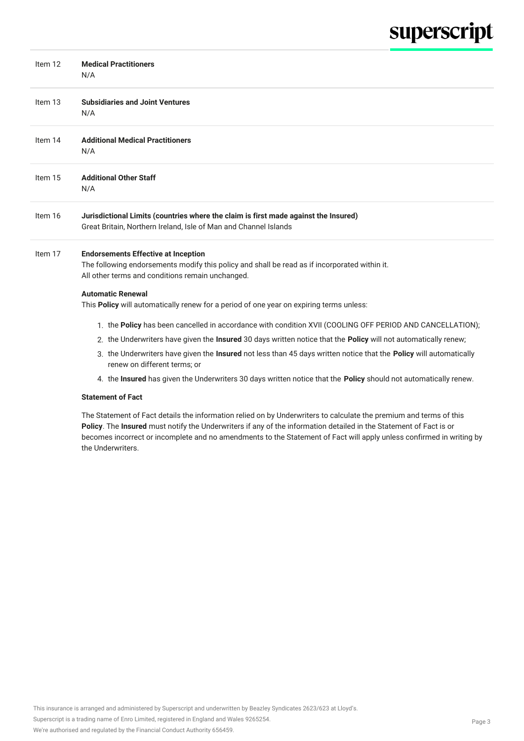Item 12 **Medical Practitioners**
N/A

Item 13 **Subsidiaries and Joint Ventures**
N/A

Item 14 **Additional Medical Practitioners**
N/A

Item 15 **Additional Other Staff**
N/A

Item 16 **Jurisdictional Limits (countries where the claim is first made against the Insured)**
Great Britain, Northern Ireland, Isle of Man and Channel Islands

Item 17 **Endorsements Effective at Inception**
The following endorsements modify this policy and shall be read as if incorporated within it.
All other terms and conditions remain unchanged.

**Automatic Renewal**

This **Policy** will automatically renew for a period of one year on expiring terms unless:

1. the **Policy** has been cancelled in accordance with condition XVII (COOLING OFF PERIOD AND CANCELLATION);
2. the Underwriters have given the **Insured** 30 days written notice that the **Policy** will not automatically renew;
3. the Underwriters have given the **Insured** not less than 45 days written notice that the **Policy** will automatically renew on different terms; or
4. the **Insured** has given the Underwriters 30 days written notice that the **Policy** should not automatically renew.

**Statement of Fact**

The Statement of Fact details the information relied on by Underwriters to calculate the premium and terms of this **Policy**. The **Insured** must notify the Underwriters if any of the information detailed in the Statement of Fact is or becomes incorrect or incomplete and no amendments to the Statement of Fact will apply unless confirmed in writing by the Underwriters.

This insurance is arranged and administered by Superscript and underwritten by Beazley Syndicates 2623/623 at Lloyd's.
Superscript is a trading name of Enro Limited, registered in England and Wales 9265254.
We're authorised and regulated by the Financial Conduct Authority 656459.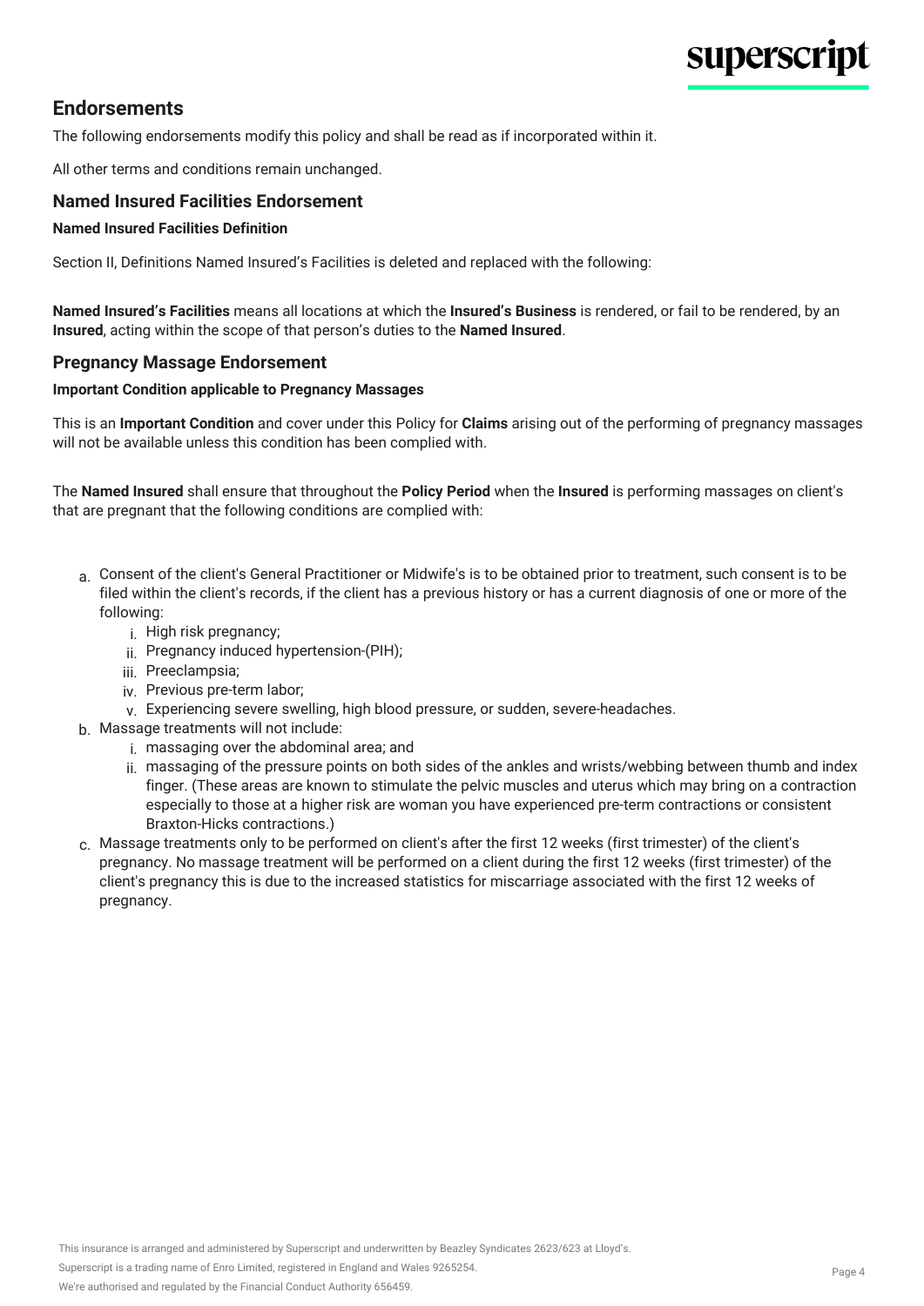## Endorsements

The following endorsements modify this policy and shall be read as if incorporated within it.

All other terms and conditions remain unchanged.

### Named Insured Facilities Endorsement

#### Named Insured Facilities Definition

Section II, Definitions Named Insured's Facilities is deleted and replaced with the following:

**Named Insured's Facilities** means all locations at which the **Insured's Business** is rendered, or fail to be rendered, by an **Insured**, acting within the scope of that person's duties to the **Named Insured**.

### Pregnancy Massage Endorsement

#### Important Condition applicable to Pregnancy Massages

This is an **Important Condition** and cover under this Policy for **Claims** arising out of the performing of pregnancy massages will not be available unless this condition has been complied with.

The **Named Insured** shall ensure that throughout the **Policy Period** when the **Insured** is performing massages on client's that are pregnant that the following conditions are complied with:

a. Consent of the client's General Practitioner or Midwife's is to be obtained prior to treatment, such consent is to be filed within the client's records, if the client has a previous history or has a current diagnosis of one or more of the following:
    i. High risk pregnancy;
    ii. Pregnancy induced hypertension-(PIH);
    iii. Preeclampsia;
    iv. Previous pre-term labor;
    v. Experiencing severe swelling, high blood pressure, or sudden, severe-headaches.
b. Massage treatments will not include:
    i. massaging over the abdominal area; and
    ii. massaging of the pressure points on both sides of the ankles and wrists/webbing between thumb and index finger. (These areas are known to stimulate the pelvic muscles and uterus which may bring on a contraction especially to those at a higher risk are woman you have experienced pre-term contractions or consistent Braxton-Hicks contractions.)
c. Massage treatments only to be performed on client's after the first 12 weeks (first trimester) of the client's pregnancy. No massage treatment will be performed on a client during the first 12 weeks (first trimester) of the client's pregnancy this is due to the increased statistics for miscarriage associated with the first 12 weeks of pregnancy.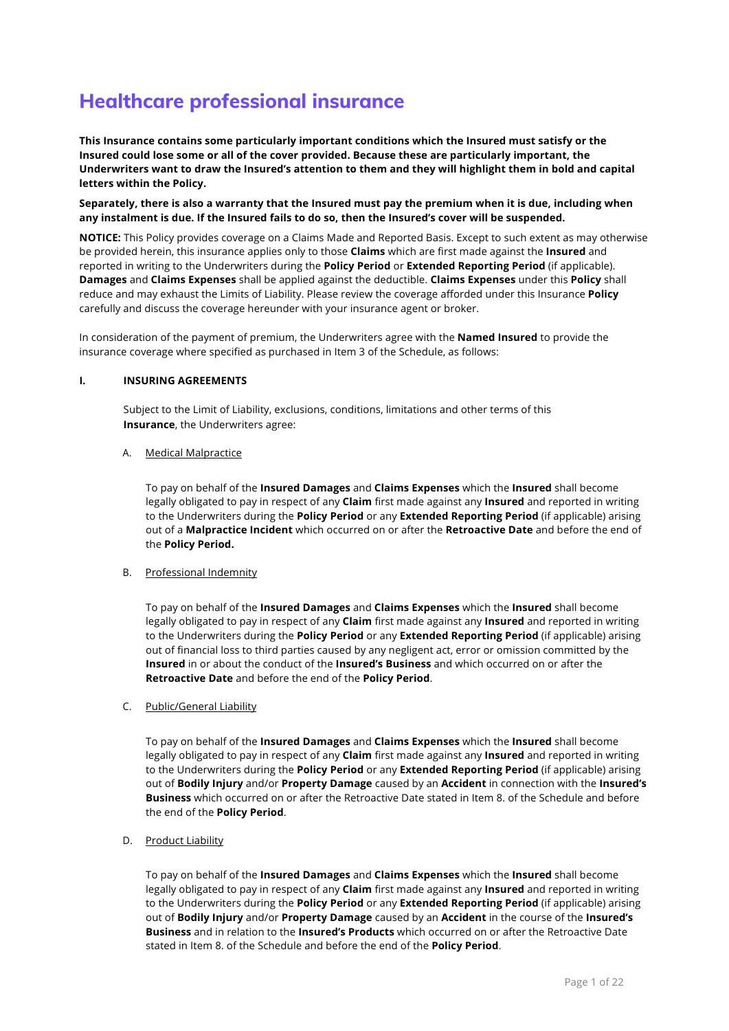# Healthcare professional insurance

**This Insurance contains some particularly important conditions which the Insured must satisfy or the Insured could lose some or all of the cover provided. Because these are particularly important, the Underwriters want to draw the Insured's attention to them and they will highlight them in bold and capital letters within the Policy.**

**Separately, there is also a warranty that the Insured must pay the premium when it is due, including when any instalment is due. If the Insured fails to do so, then the Insured's cover will be suspended.**

**NOTICE:** This Policy provides coverage on a Claims Made and Reported Basis. Except to such extent as may otherwise be provided herein, this insurance applies only to those **Claims** which are first made against the **Insured** and reported in writing to the Underwriters during the **Policy Period** or **Extended Reporting Period** (if applicable). **Damages** and **Claims Expenses** shall be applied against the deductible. **Claims Expenses** under this **Policy** shall reduce and may exhaust the Limits of Liability. Please review the coverage afforded under this Insurance **Policy** carefully and discuss the coverage hereunder with your insurance agent or broker.

In consideration of the payment of premium, the Underwriters agree with the **Named Insured** to provide the insurance coverage where specified as purchased in Item 3 of the Schedule, as follows:

## I. INSURING AGREEMENTS

Subject to the Limit of Liability, exclusions, conditions, limitations and other terms of this **Insurance**, the Underwriters agree:

### A. Medical Malpractice

To pay on behalf of the **Insured Damages** and **Claims Expenses** which the **Insured** shall become legally obligated to pay in respect of any **Claim** first made against any **Insured** and reported in writing to the Underwriters during the **Policy Period** or any **Extended Reporting Period** (if applicable) arising out of a **Malpractice Incident** which occurred on or after the **Retroactive Date** and before the end of the **Policy Period.**

### B. Professional Indemnity

To pay on behalf of the **Insured Damages** and **Claims Expenses** which the **Insured** shall become legally obligated to pay in respect of any **Claim** first made against any **Insured** and reported in writing to the Underwriters during the **Policy Period** or any **Extended Reporting Period** (if applicable) arising out of financial loss to third parties caused by any negligent act, error or omission committed by the **Insured** in or about the conduct of the **Insured's Business** and which occurred on or after the **Retroactive Date** and before the end of the **Policy Period**.

### C. Public/General Liability

To pay on behalf of the **Insured Damages** and **Claims Expenses** which the **Insured** shall become legally obligated to pay in respect of any **Claim** first made against any **Insured** and reported in writing to the Underwriters during the **Policy Period** or any **Extended Reporting Period** (if applicable) arising out of **Bodily Injury** and/or **Property Damage** caused by an **Accident** in connection with the **Insured's Business** which occurred on or after the Retroactive Date stated in Item 8. of the Schedule and before the end of the **Policy Period**.

### D. Product Liability

To pay on behalf of the **Insured Damages** and **Claims Expenses** which the **Insured** shall become legally obligated to pay in respect of any **Claim** first made against any **Insured** and reported in writing to the Underwriters during the **Policy Period** or any **Extended Reporting Period** (if applicable) arising out of **Bodily Injury** and/or **Property Damage** caused by an **Accident** in the course of the **Insured's Business** and in relation to the **Insured's Products** which occurred on or after the Retroactive Date stated in Item 8. of the Schedule and before the end of the **Policy Period**.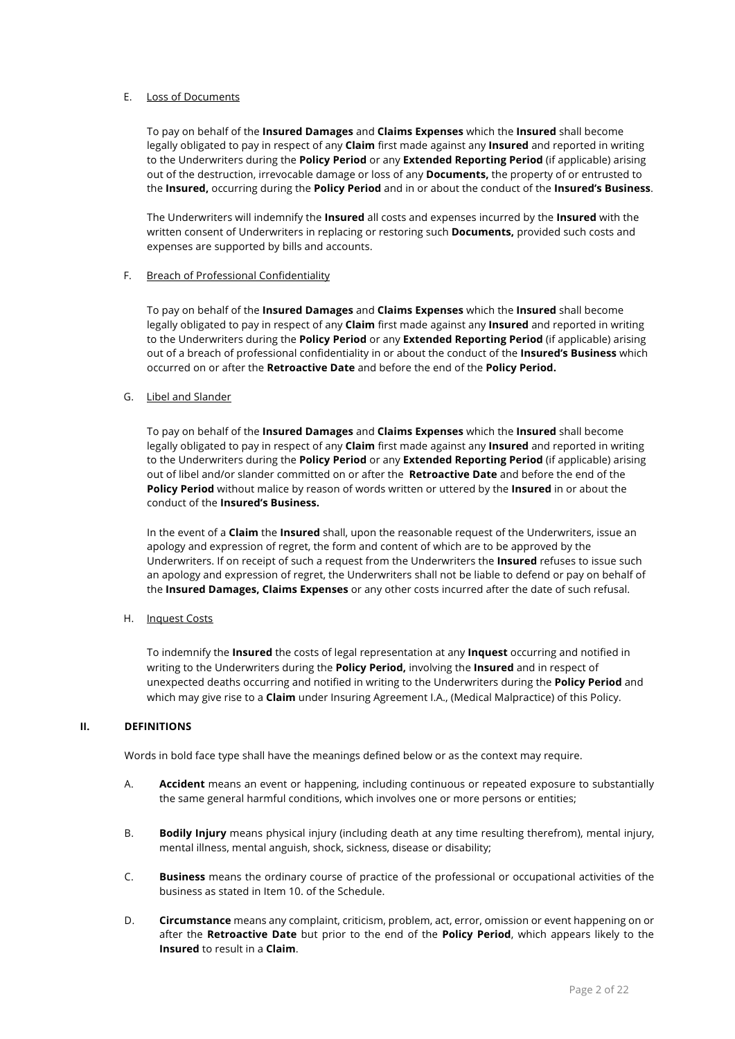E. <u>Loss of Documents</u>

To pay on behalf of the **Insured Damages** and **Claims Expenses** which the **Insured** shall become legally obligated to pay in respect of any **Claim** first made against any **Insured** and reported in writing to the Underwriters during the **Policy Period** or any **Extended Reporting Period** (if applicable) arising out of the destruction, irrevocable damage or loss of any **Documents,** the property of or entrusted to the **Insured,** occurring during the **Policy Period** and in or about the conduct of the **Insured's Business**.

The Underwriters will indemnify the **Insured** all costs and expenses incurred by the **Insured** with the written consent of Underwriters in replacing or restoring such **Documents,** provided such costs and expenses are supported by bills and accounts.

F. <u>Breach of Professional Confidentiality</u>

To pay on behalf of the **Insured Damages** and **Claims Expenses** which the **Insured** shall become legally obligated to pay in respect of any **Claim** first made against any **Insured** and reported in writing to the Underwriters during the **Policy Period** or any **Extended Reporting Period** (if applicable) arising out of a breach of professional confidentiality in or about the conduct of the **Insured's Business** which occurred on or after the **Retroactive Date** and before the end of the **Policy Period.**

G. <u>Libel and Slander</u>

To pay on behalf of the **Insured Damages** and **Claims Expenses** which the **Insured** shall become legally obligated to pay in respect of any **Claim** first made against any **Insured** and reported in writing to the Underwriters during the **Policy Period** or any **Extended Reporting Period** (if applicable) arising out of libel and/or slander committed on or after the **Retroactive Date** and before the end of the **Policy Period** without malice by reason of words written or uttered by the **Insured** in or about the conduct of the **Insured's Business.**

In the event of a **Claim** the **Insured** shall, upon the reasonable request of the Underwriters, issue an apology and expression of regret, the form and content of which are to be approved by the Underwriters. If on receipt of such a request from the Underwriters the **Insured** refuses to issue such an apology and expression of regret, the Underwriters shall not be liable to defend or pay on behalf of the **Insured Damages, Claims Expenses** or any other costs incurred after the date of such refusal.

H. <u>Inquest Costs</u>

To indemnify the **Insured** the costs of legal representation at any **Inquest** occurring and notified in writing to the Underwriters during the **Policy Period,** involving the **Insured** and in respect of unexpected deaths occurring and notified in writing to the Underwriters during the **Policy Period** and which may give rise to a **Claim** under Insuring Agreement I.A., (Medical Malpractice) of this Policy.

## II. DEFINITIONS

Words in bold face type shall have the meanings defined below or as the context may require.

A. **Accident** means an event or happening, including continuous or repeated exposure to substantially the same general harmful conditions, which involves one or more persons or entities;

B. **Bodily Injury** means physical injury (including death at any time resulting therefrom), mental injury, mental illness, mental anguish, shock, sickness, disease or disability;

C. **Business** means the ordinary course of practice of the professional or occupational activities of the business as stated in Item 10. of the Schedule.

D. **Circumstance** means any complaint, criticism, problem, act, error, omission or event happening on or after the **Retroactive Date** but prior to the end of the **Policy Period**, which appears likely to the **Insured** to result in a **Claim**.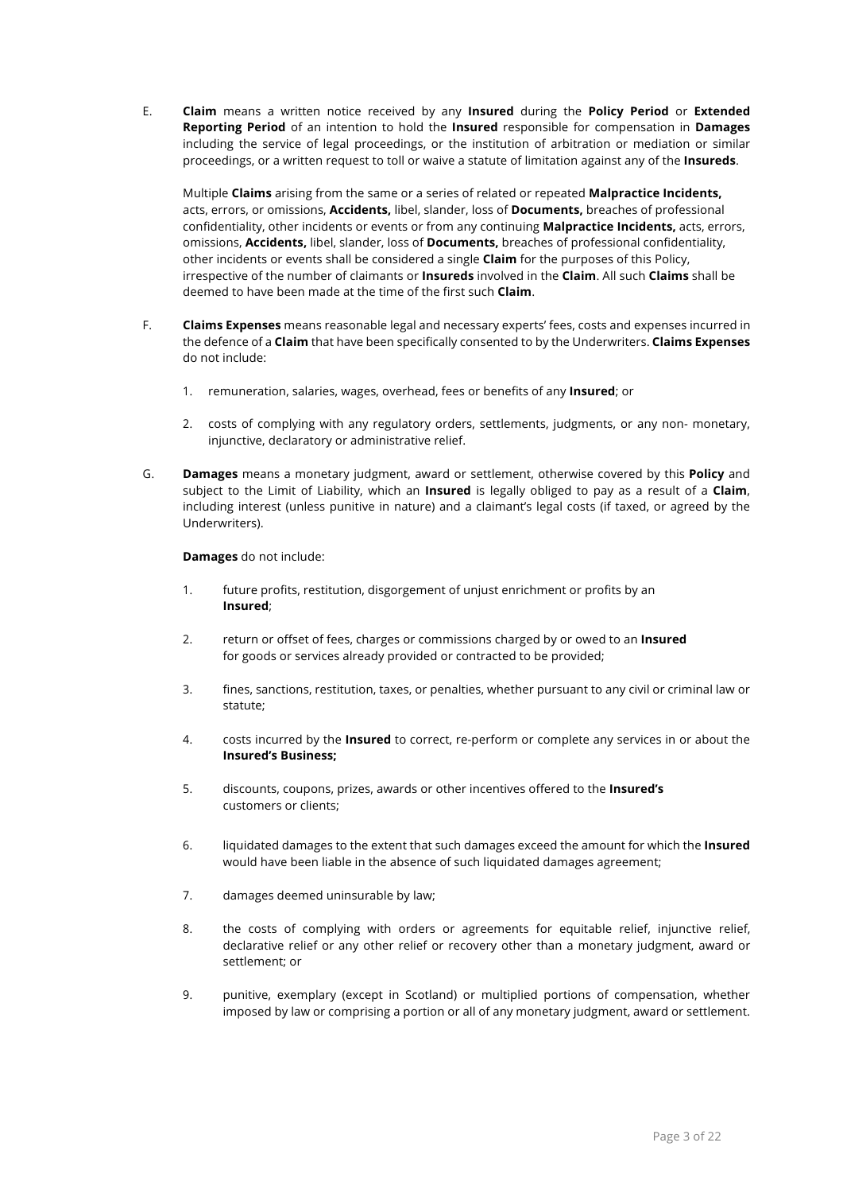E. **Claim** means a written notice received by any **Insured** during the **Policy Period** or **Extended Reporting Period** of an intention to hold the **Insured** responsible for compensation in **Damages** including the service of legal proceedings, or the institution of arbitration or mediation or similar proceedings, or a written request to toll or waive a statute of limitation against any of the **Insureds**.

   Multiple **Claims** arising from the same or a series of related or repeated **Malpractice Incidents,** acts, errors, or omissions, **Accidents,** libel, slander, loss of **Documents,** breaches of professional confidentiality, other incidents or events or from any continuing **Malpractice Incidents,** acts, errors, omissions, **Accidents,** libel, slander, loss of **Documents,** breaches of professional confidentiality, other incidents or events shall be considered a single **Claim** for the purposes of this Policy, irrespective of the number of claimants or **Insureds** involved in the **Claim**. All such **Claims** shall be deemed to have been made at the time of the first such **Claim**.

F. **Claims Expenses** means reasonable legal and necessary experts' fees, costs and expenses incurred in the defence of a **Claim** that have been specifically consented to by the Underwriters. **Claims Expenses** do not include:

   1. remuneration, salaries, wages, overhead, fees or benefits of any **Insured**; or

   2. costs of complying with any regulatory orders, settlements, judgments, or any non- monetary, injunctive, declaratory or administrative relief.

G. **Damages** means a monetary judgment, award or settlement, otherwise covered by this **Policy** and subject to the Limit of Liability, which an **Insured** is legally obliged to pay as a result of a **Claim**, including interest (unless punitive in nature) and a claimant's legal costs (if taxed, or agreed by the Underwriters).

   **Damages** do not include:

   1. future profits, restitution, disgorgement of unjust enrichment or profits by an **Insured**;

   2. return or offset of fees, charges or commissions charged by or owed to an **Insured** for goods or services already provided or contracted to be provided;

   3. fines, sanctions, restitution, taxes, or penalties, whether pursuant to any civil or criminal law or statute;

   4. costs incurred by the **Insured** to correct, re-perform or complete any services in or about the **Insured's Business;**

   5. discounts, coupons, prizes, awards or other incentives offered to the **Insured's** customers or clients;

   6. liquidated damages to the extent that such damages exceed the amount for which the **Insured** would have been liable in the absence of such liquidated damages agreement;

   7. damages deemed uninsurable by law;

   8. the costs of complying with orders or agreements for equitable relief, injunctive relief, declarative relief or any other relief or recovery other than a monetary judgment, award or settlement; or

   9. punitive, exemplary (except in Scotland) or multiplied portions of compensation, whether imposed by law or comprising a portion or all of any monetary judgment, award or settlement.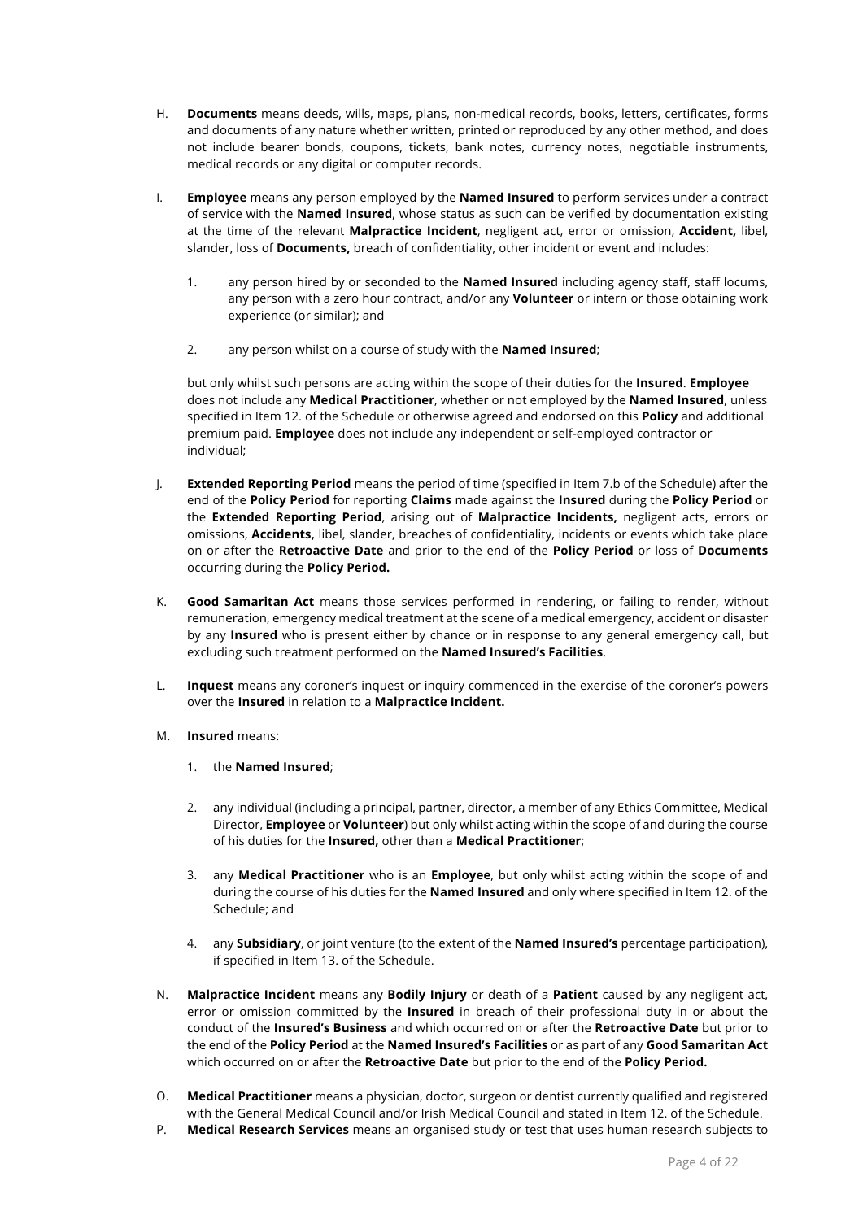H. **Documents** means deeds, wills, maps, plans, non-medical records, books, letters, certificates, forms and documents of any nature whether written, printed or reproduced by any other method, and does not include bearer bonds, coupons, tickets, bank notes, currency notes, negotiable instruments, medical records or any digital or computer records.

I. **Employee** means any person employed by the **Named Insured** to perform services under a contract of service with the **Named Insured**, whose status as such can be verified by documentation existing at the time of the relevant **Malpractice Incident**, negligent act, error or omission, **Accident,** libel, slander, loss of **Documents,** breach of confidentiality, other incident or event and includes:

   1. any person hired by or seconded to the **Named Insured** including agency staff, staff locums, any person with a zero hour contract, and/or any **Volunteer** or intern or those obtaining work experience (or similar); and

   2. any person whilst on a course of study with the **Named Insured**;

   but only whilst such persons are acting within the scope of their duties for the **Insured**. **Employee** does not include any **Medical Practitioner**, whether or not employed by the **Named Insured**, unless specified in Item 12. of the Schedule or otherwise agreed and endorsed on this **Policy** and additional premium paid. **Employee** does not include any independent or self-employed contractor or individual;

J. **Extended Reporting Period** means the period of time (specified in Item 7.b of the Schedule) after the end of the **Policy Period** for reporting **Claims** made against the **Insured** during the **Policy Period** or the **Extended Reporting Period**, arising out of **Malpractice Incidents,** negligent acts, errors or omissions, **Accidents,** libel, slander, breaches of confidentiality, incidents or events which take place on or after the **Retroactive Date** and prior to the end of the **Policy Period** or loss of **Documents** occurring during the **Policy Period.**

K. **Good Samaritan Act** means those services performed in rendering, or failing to render, without remuneration, emergency medical treatment at the scene of a medical emergency, accident or disaster by any **Insured** who is present either by chance or in response to any general emergency call, but excluding such treatment performed on the **Named Insured's Facilities**.

L. **Inquest** means any coroner's inquest or inquiry commenced in the exercise of the coroner's powers over the **Insured** in relation to a **Malpractice Incident.**

M. **Insured** means:

   1. the **Named Insured**;

   2. any individual (including a principal, partner, director, a member of any Ethics Committee, Medical Director, **Employee** or **Volunteer**) but only whilst acting within the scope of and during the course of his duties for the **Insured,** other than a **Medical Practitioner**;

   3. any **Medical Practitioner** who is an **Employee**, but only whilst acting within the scope of and during the course of his duties for the **Named Insured** and only where specified in Item 12. of the Schedule; and

   4. any **Subsidiary**, or joint venture (to the extent of the **Named Insured's** percentage participation), if specified in Item 13. of the Schedule.

N. **Malpractice Incident** means any **Bodily Injury** or death of a **Patient** caused by any negligent act, error or omission committed by the **Insured** in breach of their professional duty in or about the conduct of the **Insured's Business** and which occurred on or after the **Retroactive Date** but prior to the end of the **Policy Period** at the **Named Insured's Facilities** or as part of any **Good Samaritan Act** which occurred on or after the **Retroactive Date** but prior to the end of the **Policy Period.**

O. **Medical Practitioner** means a physician, doctor, surgeon or dentist currently qualified and registered with the General Medical Council and/or Irish Medical Council and stated in Item 12. of the Schedule.

P. **Medical Research Services** means an organised study or test that uses human research subjects to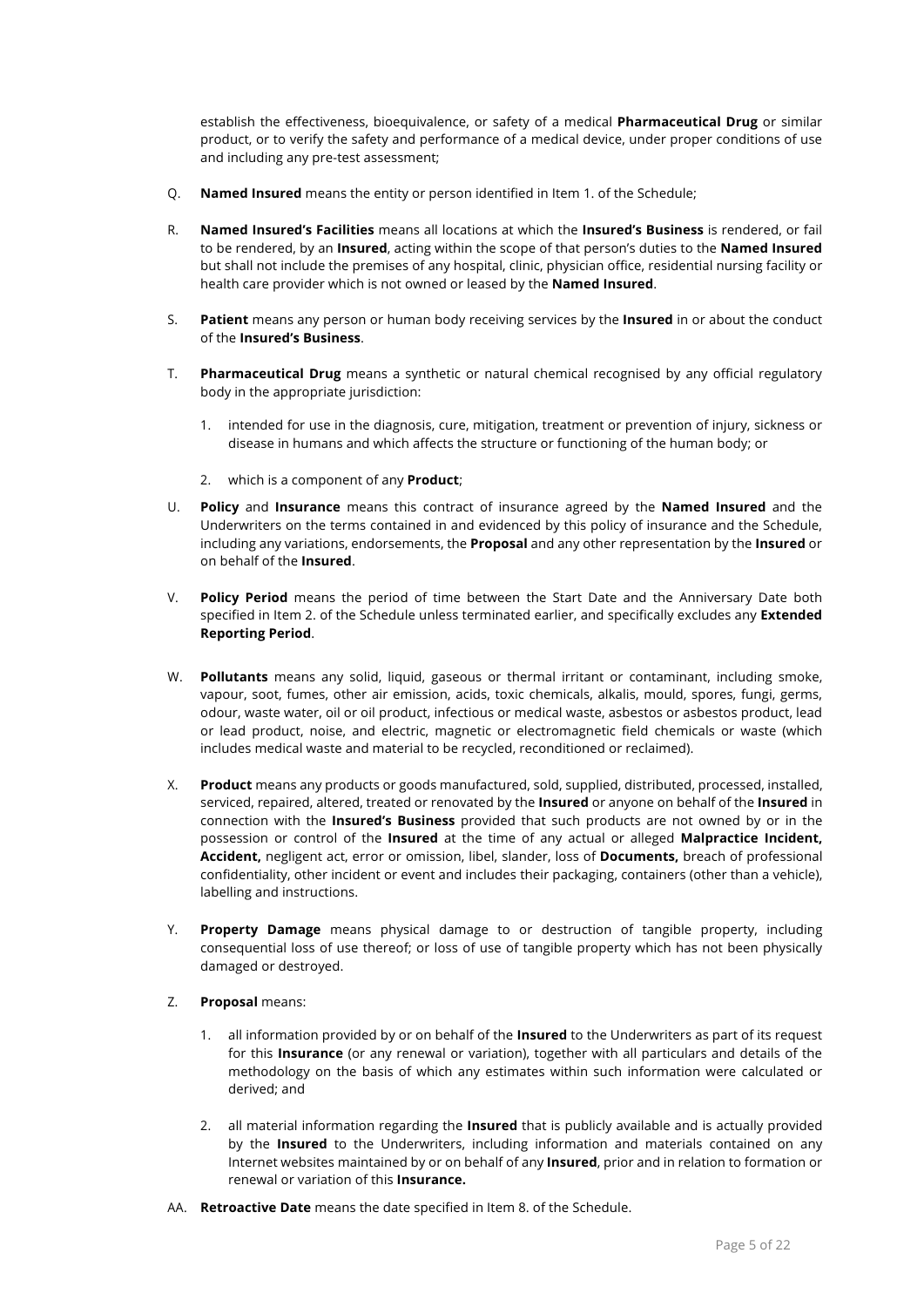establish the effectiveness, bioequivalence, or safety of a medical **Pharmaceutical Drug** or similar product, or to verify the safety and performance of a medical device, under proper conditions of use and including any pre-test assessment;

Q. **Named Insured** means the entity or person identified in Item 1. of the Schedule;

R. **Named Insured's Facilities** means all locations at which the **Insured's Business** is rendered, or fail to be rendered, by an **Insured**, acting within the scope of that person's duties to the **Named Insured** but shall not include the premises of any hospital, clinic, physician office, residential nursing facility or health care provider which is not owned or leased by the **Named Insured**.

S. **Patient** means any person or human body receiving services by the **Insured** in or about the conduct of the **Insured's Business**.

T. **Pharmaceutical Drug** means a synthetic or natural chemical recognised by any official regulatory body in the appropriate jurisdiction:

   1. intended for use in the diagnosis, cure, mitigation, treatment or prevention of injury, sickness or disease in humans and which affects the structure or functioning of the human body; or

   2. which is a component of any **Product**;

U. **Policy** and **Insurance** means this contract of insurance agreed by the **Named Insured** and the Underwriters on the terms contained in and evidenced by this policy of insurance and the Schedule, including any variations, endorsements, the **Proposal** and any other representation by the **Insured** or on behalf of the **Insured**.

V. **Policy Period** means the period of time between the Start Date and the Anniversary Date both specified in Item 2. of the Schedule unless terminated earlier, and specifically excludes any **Extended Reporting Period**.

W. **Pollutants** means any solid, liquid, gaseous or thermal irritant or contaminant, including smoke, vapour, soot, fumes, other air emission, acids, toxic chemicals, alkalis, mould, spores, fungi, germs, odour, waste water, oil or oil product, infectious or medical waste, asbestos or asbestos product, lead or lead product, noise, and electric, magnetic or electromagnetic field chemicals or waste (which includes medical waste and material to be recycled, reconditioned or reclaimed).

X. **Product** means any products or goods manufactured, sold, supplied, distributed, processed, installed, serviced, repaired, altered, treated or renovated by the **Insured** or anyone on behalf of the **Insured** in connection with the **Insured's Business** provided that such products are not owned by or in the possession or control of the **Insured** at the time of any actual or alleged **Malpractice Incident, Accident,** negligent act, error or omission, libel, slander, loss of **Documents,** breach of professional confidentiality, other incident or event and includes their packaging, containers (other than a vehicle), labelling and instructions.

Y. **Property Damage** means physical damage to or destruction of tangible property, including consequential loss of use thereof; or loss of use of tangible property which has not been physically damaged or destroyed.

Z. **Proposal** means:

   1. all information provided by or on behalf of the **Insured** to the Underwriters as part of its request for this **Insurance** (or any renewal or variation), together with all particulars and details of the methodology on the basis of which any estimates within such information were calculated or derived; and

   2. all material information regarding the **Insured** that is publicly available and is actually provided by the **Insured** to the Underwriters, including information and materials contained on any Internet websites maintained by or on behalf of any **Insured**, prior and in relation to formation or renewal or variation of this **Insurance.**

AA. **Retroactive Date** means the date specified in Item 8. of the Schedule.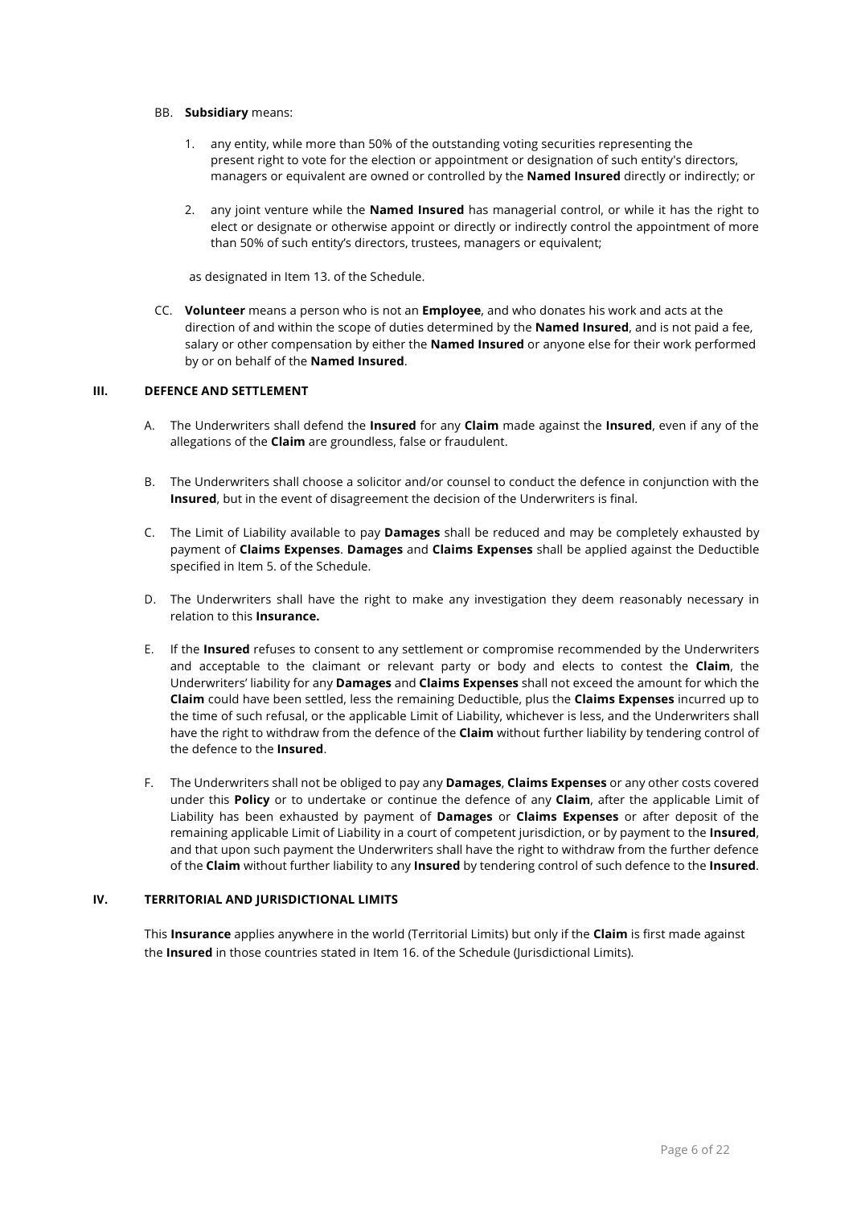BB. **Subsidiary** means:

1. any entity, while more than 50% of the outstanding voting securities representing the present right to vote for the election or appointment or designation of such entity's directors, managers or equivalent are owned or controlled by the **Named Insured** directly or indirectly; or

2. any joint venture while the **Named Insured** has managerial control, or while it has the right to elect or designate or otherwise appoint or directly or indirectly control the appointment of more than 50% of such entity's directors, trustees, managers or equivalent;

as designated in Item 13. of the Schedule.

CC. **Volunteer** means a person who is not an **Employee**, and who donates his work and acts at the direction of and within the scope of duties determined by the **Named Insured**, and is not paid a fee, salary or other compensation by either the **Named Insured** or anyone else for their work performed by or on behalf of the **Named Insured**.

## III. DEFENCE AND SETTLEMENT

A. The Underwriters shall defend the **Insured** for any **Claim** made against the **Insured**, even if any of the allegations of the **Claim** are groundless, false or fraudulent.

B. The Underwriters shall choose a solicitor and/or counsel to conduct the defence in conjunction with the **Insured**, but in the event of disagreement the decision of the Underwriters is final.

C. The Limit of Liability available to pay **Damages** shall be reduced and may be completely exhausted by payment of **Claims Expenses**. **Damages** and **Claims Expenses** shall be applied against the Deductible specified in Item 5. of the Schedule.

D. The Underwriters shall have the right to make any investigation they deem reasonably necessary in relation to this **Insurance.**

E. If the **Insured** refuses to consent to any settlement or compromise recommended by the Underwriters and acceptable to the claimant or relevant party or body and elects to contest the **Claim**, the Underwriters' liability for any **Damages** and **Claims Expenses** shall not exceed the amount for which the **Claim** could have been settled, less the remaining Deductible, plus the **Claims Expenses** incurred up to the time of such refusal, or the applicable Limit of Liability, whichever is less, and the Underwriters shall have the right to withdraw from the defence of the **Claim** without further liability by tendering control of the defence to the **Insured**.

F. The Underwriters shall not be obliged to pay any **Damages**, **Claims Expenses** or any other costs covered under this **Policy** or to undertake or continue the defence of any **Claim**, after the applicable Limit of Liability has been exhausted by payment of **Damages** or **Claims Expenses** or after deposit of the remaining applicable Limit of Liability in a court of competent jurisdiction, or by payment to the **Insured**, and that upon such payment the Underwriters shall have the right to withdraw from the further defence of the **Claim** without further liability to any **Insured** by tendering control of such defence to the **Insured**.

## IV. TERRITORIAL AND JURISDICTIONAL LIMITS

This **Insurance** applies anywhere in the world (Territorial Limits) but only if the **Claim** is first made against the **Insured** in those countries stated in Item 16. of the Schedule (Jurisdictional Limits).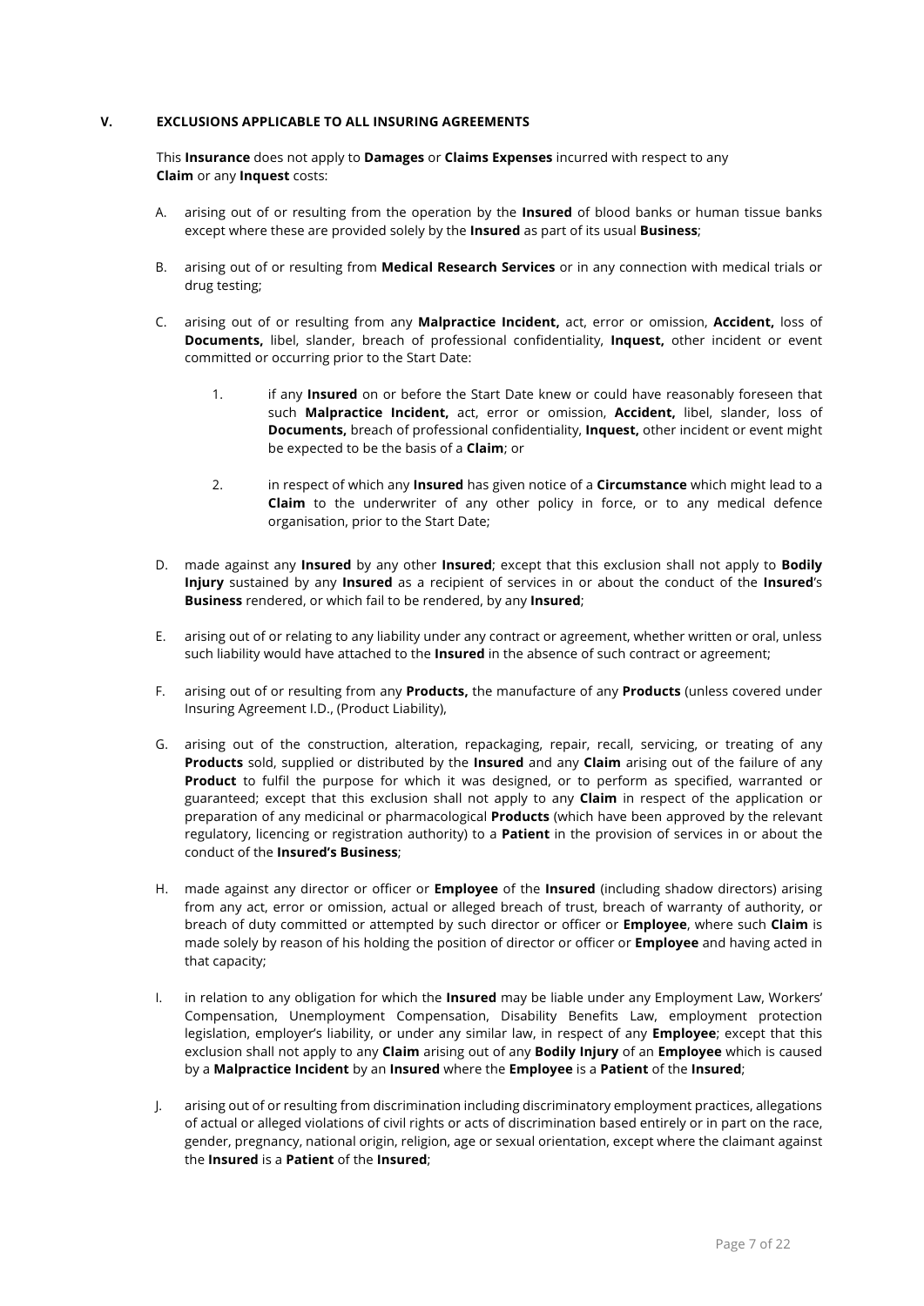## V. EXCLUSIONS APPLICABLE TO ALL INSURING AGREEMENTS

This **Insurance** does not apply to **Damages** or **Claims Expenses** incurred with respect to any **Claim** or any **Inquest** costs:

A. arising out of or resulting from the operation by the **Insured** of blood banks or human tissue banks except where these are provided solely by the **Insured** as part of its usual **Business**;

B. arising out of or resulting from **Medical Research Services** or in any connection with medical trials or drug testing;

C. arising out of or resulting from any **Malpractice Incident,** act, error or omission, **Accident,** loss of **Documents,** libel, slander, breach of professional confidentiality, **Inquest,** other incident or event committed or occurring prior to the Start Date:

   1. if any **Insured** on or before the Start Date knew or could have reasonably foreseen that such **Malpractice Incident,** act, error or omission, **Accident,** libel, slander, loss of **Documents,** breach of professional confidentiality, **Inquest,** other incident or event might be expected to be the basis of a **Claim**; or

   2. in respect of which any **Insured** has given notice of a **Circumstance** which might lead to a **Claim** to the underwriter of any other policy in force, or to any medical defence organisation, prior to the Start Date;

D. made against any **Insured** by any other **Insured**; except that this exclusion shall not apply to **Bodily Injury** sustained by any **Insured** as a recipient of services in or about the conduct of the **Insured**'s **Business** rendered, or which fail to be rendered, by any **Insured**;

E. arising out of or relating to any liability under any contract or agreement, whether written or oral, unless such liability would have attached to the **Insured** in the absence of such contract or agreement;

F. arising out of or resulting from any **Products,** the manufacture of any **Products** (unless covered under Insuring Agreement I.D., (Product Liability),

G. arising out of the construction, alteration, repackaging, repair, recall, servicing, or treating of any **Products** sold, supplied or distributed by the **Insured** and any **Claim** arising out of the failure of any **Product** to fulfil the purpose for which it was designed, or to perform as specified, warranted or guaranteed; except that this exclusion shall not apply to any **Claim** in respect of the application or preparation of any medicinal or pharmacological **Products** (which have been approved by the relevant regulatory, licencing or registration authority) to a **Patient** in the provision of services in or about the conduct of the **Insured's Business**;

H. made against any director or officer or **Employee** of the **Insured** (including shadow directors) arising from any act, error or omission, actual or alleged breach of trust, breach of warranty of authority, or breach of duty committed or attempted by such director or officer or **Employee**, where such **Claim** is made solely by reason of his holding the position of director or officer or **Employee** and having acted in that capacity;

I. in relation to any obligation for which the **Insured** may be liable under any Employment Law, Workers' Compensation, Unemployment Compensation, Disability Benefits Law, employment protection legislation, employer's liability, or under any similar law, in respect of any **Employee**; except that this exclusion shall not apply to any **Claim** arising out of any **Bodily Injury** of an **Employee** which is caused by a **Malpractice Incident** by an **Insured** where the **Employee** is a **Patient** of the **Insured**;

J. arising out of or resulting from discrimination including discriminatory employment practices, allegations of actual or alleged violations of civil rights or acts of discrimination based entirely or in part on the race, gender, pregnancy, national origin, religion, age or sexual orientation, except where the claimant against the **Insured** is a **Patient** of the **Insured**;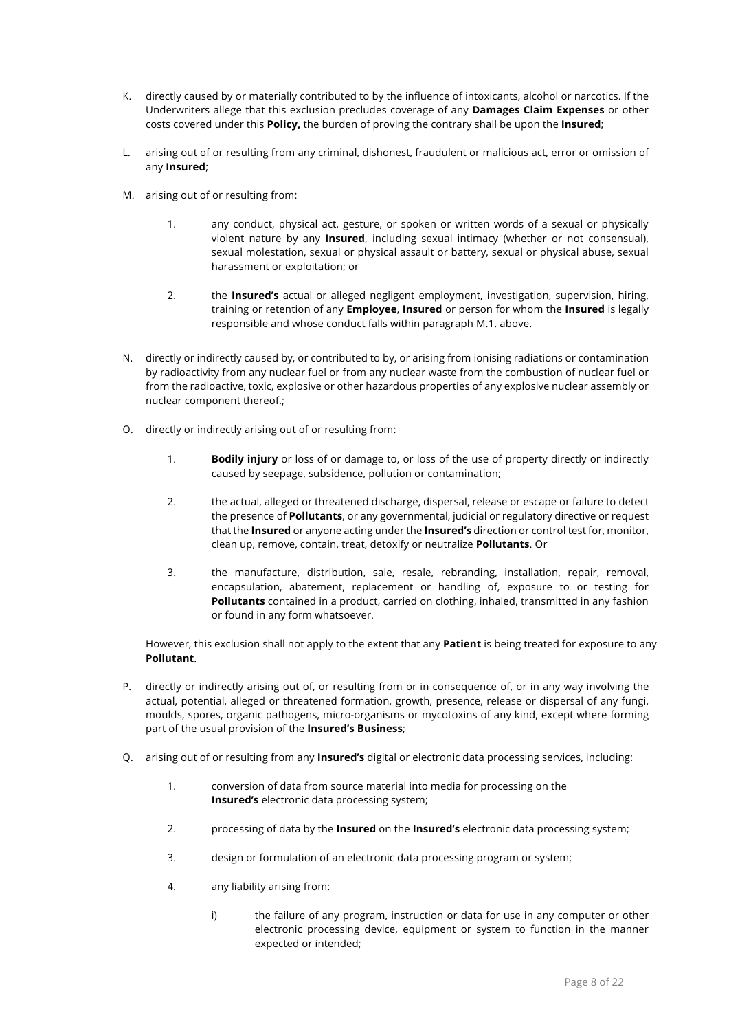K. directly caused by or materially contributed to by the influence of intoxicants, alcohol or narcotics. If the Underwriters allege that this exclusion precludes coverage of any **Damages Claim Expenses** or other costs covered under this **Policy,** the burden of proving the contrary shall be upon the **Insured**;

L. arising out of or resulting from any criminal, dishonest, fraudulent or malicious act, error or omission of any **Insured**;

M. arising out of or resulting from:

   1. any conduct, physical act, gesture, or spoken or written words of a sexual or physically violent nature by any **Insured**, including sexual intimacy (whether or not consensual), sexual molestation, sexual or physical assault or battery, sexual or physical abuse, sexual harassment or exploitation; or

   2. the **Insured's** actual or alleged negligent employment, investigation, supervision, hiring, training or retention of any **Employee**, **Insured** or person for whom the **Insured** is legally responsible and whose conduct falls within paragraph M.1. above.

N. directly or indirectly caused by, or contributed to by, or arising from ionising radiations or contamination by radioactivity from any nuclear fuel or from any nuclear waste from the combustion of nuclear fuel or from the radioactive, toxic, explosive or other hazardous properties of any explosive nuclear assembly or nuclear component thereof.;

O. directly or indirectly arising out of or resulting from:

   1. **Bodily injury** or loss of or damage to, or loss of the use of property directly or indirectly caused by seepage, subsidence, pollution or contamination;

   2. the actual, alleged or threatened discharge, dispersal, release or escape or failure to detect the presence of **Pollutants**, or any governmental, judicial or regulatory directive or request that the **Insured** or anyone acting under the **Insured's** direction or control test for, monitor, clean up, remove, contain, treat, detoxify or neutralize **Pollutants**. Or

   3. the manufacture, distribution, sale, resale, rebranding, installation, repair, removal, encapsulation, abatement, replacement or handling of, exposure to or testing for **Pollutants** contained in a product, carried on clothing, inhaled, transmitted in any fashion or found in any form whatsoever.

   However, this exclusion shall not apply to the extent that any **Patient** is being treated for exposure to any **Pollutant**.

P. directly or indirectly arising out of, or resulting from or in consequence of, or in any way involving the actual, potential, alleged or threatened formation, growth, presence, release or dispersal of any fungi, moulds, spores, organic pathogens, micro-organisms or mycotoxins of any kind, except where forming part of the usual provision of the **Insured's Business**;

Q. arising out of or resulting from any **Insured's** digital or electronic data processing services, including:

   1. conversion of data from source material into media for processing on the **Insured's** electronic data processing system;

   2. processing of data by the **Insured** on the **Insured's** electronic data processing system;

   3. design or formulation of an electronic data processing program or system;

   4. any liability arising from:

      i) the failure of any program, instruction or data for use in any computer or other electronic processing device, equipment or system to function in the manner expected or intended;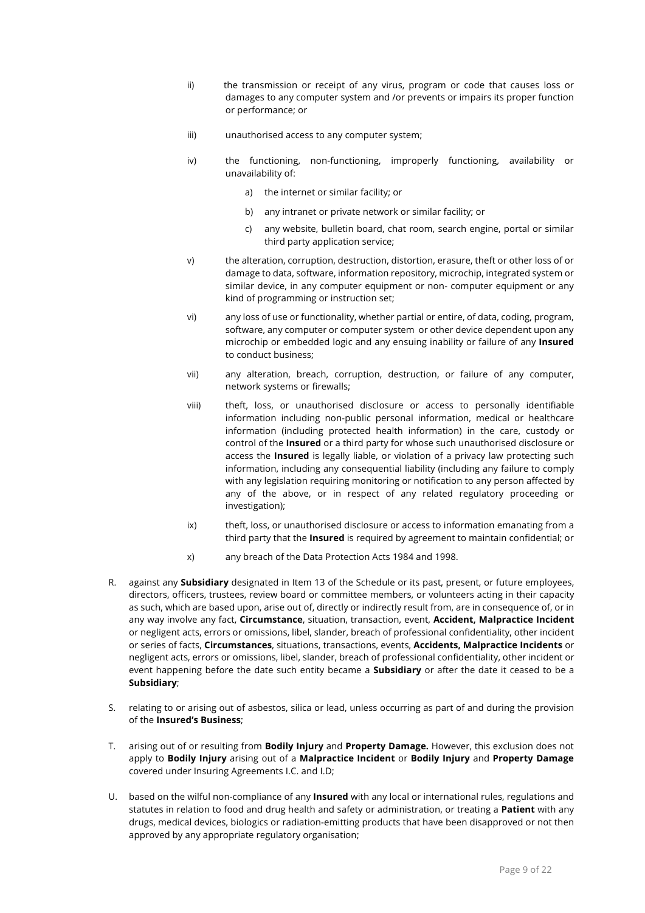ii) the transmission or receipt of any virus, program or code that causes loss or damages to any computer system and /or prevents or impairs its proper function or performance; or

iii) unauthorised access to any computer system;

iv) the functioning, non-functioning, improperly functioning, availability or unavailability of:

   a) the internet or similar facility; or

   b) any intranet or private network or similar facility; or

   c) any website, bulletin board, chat room, search engine, portal or similar third party application service;

v) the alteration, corruption, destruction, distortion, erasure, theft or other loss of or damage to data, software, information repository, microchip, integrated system or similar device, in any computer equipment or non- computer equipment or any kind of programming or instruction set;

vi) any loss of use or functionality, whether partial or entire, of data, coding, program, software, any computer or computer system or other device dependent upon any microchip or embedded logic and any ensuing inability or failure of any **Insured** to conduct business;

vii) any alteration, breach, corruption, destruction, or failure of any computer, network systems or firewalls;

viii) theft, loss, or unauthorised disclosure or access to personally identifiable information including non-public personal information, medical or healthcare information (including protected health information) in the care, custody or control of the **Insured** or a third party for whose such unauthorised disclosure or access the **Insured** is legally liable, or violation of a privacy law protecting such information, including any consequential liability (including any failure to comply with any legislation requiring monitoring or notification to any person affected by any of the above, or in respect of any related regulatory proceeding or investigation);

ix) theft, loss, or unauthorised disclosure or access to information emanating from a third party that the **Insured** is required by agreement to maintain confidential; or

x) any breach of the Data Protection Acts 1984 and 1998.

R. against any **Subsidiary** designated in Item 13 of the Schedule or its past, present, or future employees, directors, officers, trustees, review board or committee members, or volunteers acting in their capacity as such, which are based upon, arise out of, directly or indirectly result from, are in consequence of, or in any way involve any fact, **Circumstance**, situation, transaction, event, **Accident, Malpractice Incident** or negligent acts, errors or omissions, libel, slander, breach of professional confidentiality, other incident or series of facts, **Circumstances**, situations, transactions, events, **Accidents, Malpractice Incidents** or negligent acts, errors or omissions, libel, slander, breach of professional confidentiality, other incident or event happening before the date such entity became a **Subsidiary** or after the date it ceased to be a **Subsidiary**;

S. relating to or arising out of asbestos, silica or lead, unless occurring as part of and during the provision of the **Insured's Business**;

T. arising out of or resulting from **Bodily Injury** and **Property Damage.** However, this exclusion does not apply to **Bodily Injury** arising out of a **Malpractice Incident** or **Bodily Injury** and **Property Damage** covered under Insuring Agreements I.C. and I.D;

U. based on the wilful non-compliance of any **Insured** with any local or international rules, regulations and statutes in relation to food and drug health and safety or administration, or treating a **Patient** with any drugs, medical devices, biologics or radiation-emitting products that have been disapproved or not then approved by any appropriate regulatory organisation;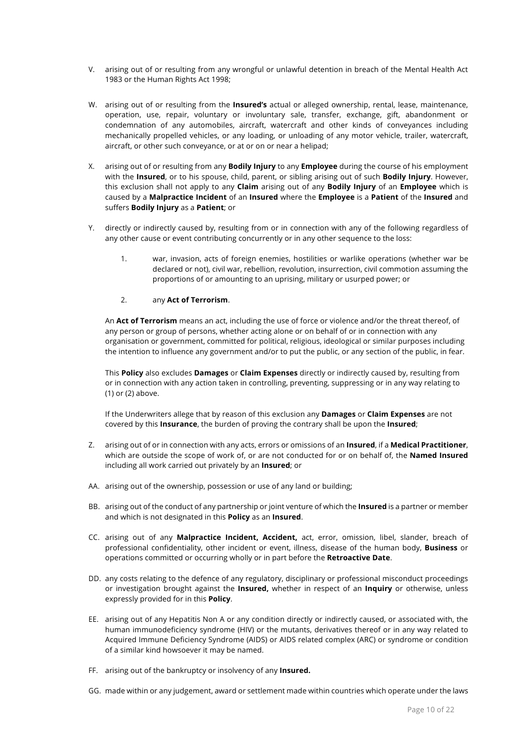V. arising out of or resulting from any wrongful or unlawful detention in breach of the Mental Health Act 1983 or the Human Rights Act 1998;

W. arising out of or resulting from the **Insured's** actual or alleged ownership, rental, lease, maintenance, operation, use, repair, voluntary or involuntary sale, transfer, exchange, gift, abandonment or condemnation of any automobiles, aircraft, watercraft and other kinds of conveyances including mechanically propelled vehicles, or any loading, or unloading of any motor vehicle, trailer, watercraft, aircraft, or other such conveyance, or at or on or near a helipad;

X. arising out of or resulting from any **Bodily Injury** to any **Employee** during the course of his employment with the **Insured**, or to his spouse, child, parent, or sibling arising out of such **Bodily Injury**. However, this exclusion shall not apply to any **Claim** arising out of any **Bodily Injury** of an **Employee** which is caused by a **Malpractice Incident** of an **Insured** where the **Employee** is a **Patient** of the **Insured** and suffers **Bodily Injury** as a **Patient**; or

Y. directly or indirectly caused by, resulting from or in connection with any of the following regardless of any other cause or event contributing concurrently or in any other sequence to the loss:

   1. war, invasion, acts of foreign enemies, hostilities or warlike operations (whether war be declared or not), civil war, rebellion, revolution, insurrection, civil commotion assuming the proportions of or amounting to an uprising, military or usurped power; or

   2. any **Act of Terrorism**.

   An **Act of Terrorism** means an act, including the use of force or violence and/or the threat thereof, of any person or group of persons, whether acting alone or on behalf of or in connection with any organisation or government, committed for political, religious, ideological or similar purposes including the intention to influence any government and/or to put the public, or any section of the public, in fear.

   This **Policy** also excludes **Damages** or **Claim Expenses** directly or indirectly caused by, resulting from or in connection with any action taken in controlling, preventing, suppressing or in any way relating to (1) or (2) above.

   If the Underwriters allege that by reason of this exclusion any **Damages** or **Claim Expenses** are not covered by this **Insurance**, the burden of proving the contrary shall be upon the **Insured**;

Z. arising out of or in connection with any acts, errors or omissions of an **Insured**, if a **Medical Practitioner**, which are outside the scope of work of, or are not conducted for or on behalf of, the **Named Insured** including all work carried out privately by an **Insured**; or

AA. arising out of the ownership, possession or use of any land or building;

BB. arising out of the conduct of any partnership or joint venture of which the **Insured** is a partner or member and which is not designated in this **Policy** as an **Insured**.

CC. arising out of any **Malpractice Incident, Accident,** act, error, omission, libel, slander, breach of professional confidentiality, other incident or event, illness, disease of the human body, **Business** or operations committed or occurring wholly or in part before the **Retroactive Date**.

DD. any costs relating to the defence of any regulatory, disciplinary or professional misconduct proceedings or investigation brought against the **Insured,** whether in respect of an **Inquiry** or otherwise, unless expressly provided for in this **Policy**.

EE. arising out of any Hepatitis Non A or any condition directly or indirectly caused, or associated with, the human immunodeficiency syndrome (HIV) or the mutants, derivatives thereof or in any way related to Acquired Immune Deficiency Syndrome (AIDS) or AIDS related complex (ARC) or syndrome or condition of a similar kind howsoever it may be named.

FF. arising out of the bankruptcy or insolvency of any **Insured.**

GG. made within or any judgement, award or settlement made within countries which operate under the laws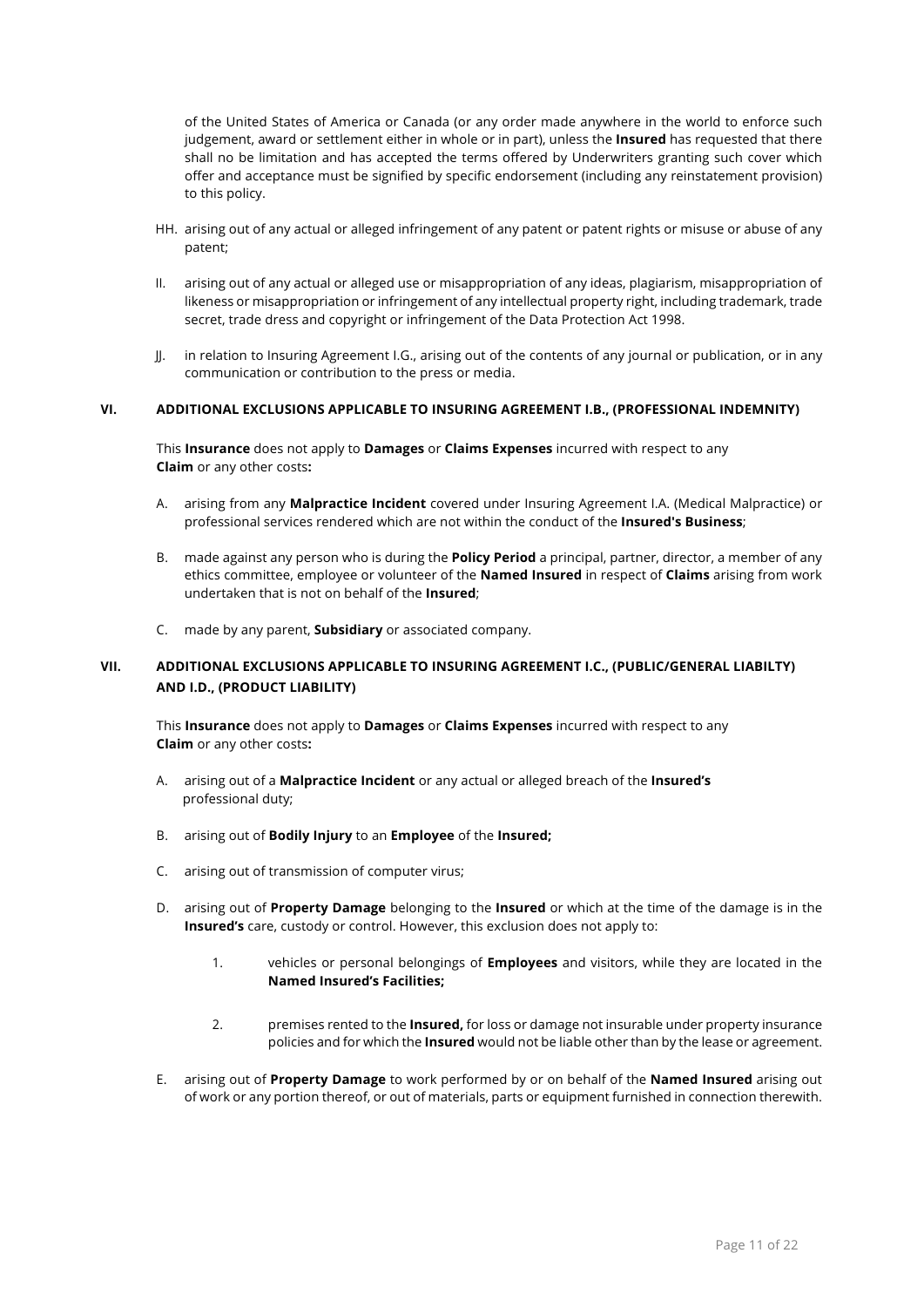of the United States of America or Canada (or any order made anywhere in the world to enforce such judgement, award or settlement either in whole or in part), unless the **Insured** has requested that there shall no be limitation and has accepted the terms offered by Underwriters granting such cover which offer and acceptance must be signified by specific endorsement (including any reinstatement provision) to this policy.

HH. arising out of any actual or alleged infringement of any patent or patent rights or misuse or abuse of any patent;

II. arising out of any actual or alleged use or misappropriation of any ideas, plagiarism, misappropriation of likeness or misappropriation or infringement of any intellectual property right, including trademark, trade secret, trade dress and copyright or infringement of the Data Protection Act 1998.

JJ. in relation to Insuring Agreement I.G., arising out of the contents of any journal or publication, or in any communication or contribution to the press or media.

## VI. ADDITIONAL EXCLUSIONS APPLICABLE TO INSURING AGREEMENT I.B., (PROFESSIONAL INDEMNITY)

This **Insurance** does not apply to **Damages** or **Claims Expenses** incurred with respect to any **Claim** or any other costs**:**

A. arising from any **Malpractice Incident** covered under Insuring Agreement I.A. (Medical Malpractice) or professional services rendered which are not within the conduct of the **Insured's Business**;

B. made against any person who is during the **Policy Period** a principal, partner, director, a member of any ethics committee, employee or volunteer of the **Named Insured** in respect of **Claims** arising from work undertaken that is not on behalf of the **Insured**;

C. made by any parent, **Subsidiary** or associated company.

## VII. ADDITIONAL EXCLUSIONS APPLICABLE TO INSURING AGREEMENT I.C., (PUBLIC/GENERAL LIABILTY) AND I.D., (PRODUCT LIABILITY)

This **Insurance** does not apply to **Damages** or **Claims Expenses** incurred with respect to any **Claim** or any other costs**:**

A. arising out of a **Malpractice Incident** or any actual or alleged breach of the **Insured's** professional duty;

B. arising out of **Bodily Injury** to an **Employee** of the **Insured;**

C. arising out of transmission of computer virus;

D. arising out of **Property Damage** belonging to the **Insured** or which at the time of the damage is in the **Insured's** care, custody or control. However, this exclusion does not apply to:

   1. vehicles or personal belongings of **Employees** and visitors, while they are located in the **Named Insured's Facilities;**

   2. premises rented to the **Insured,** for loss or damage not insurable under property insurance policies and for which the **Insured** would not be liable other than by the lease or agreement.

E. arising out of **Property Damage** to work performed by or on behalf of the **Named Insured** arising out of work or any portion thereof, or out of materials, parts or equipment furnished in connection therewith.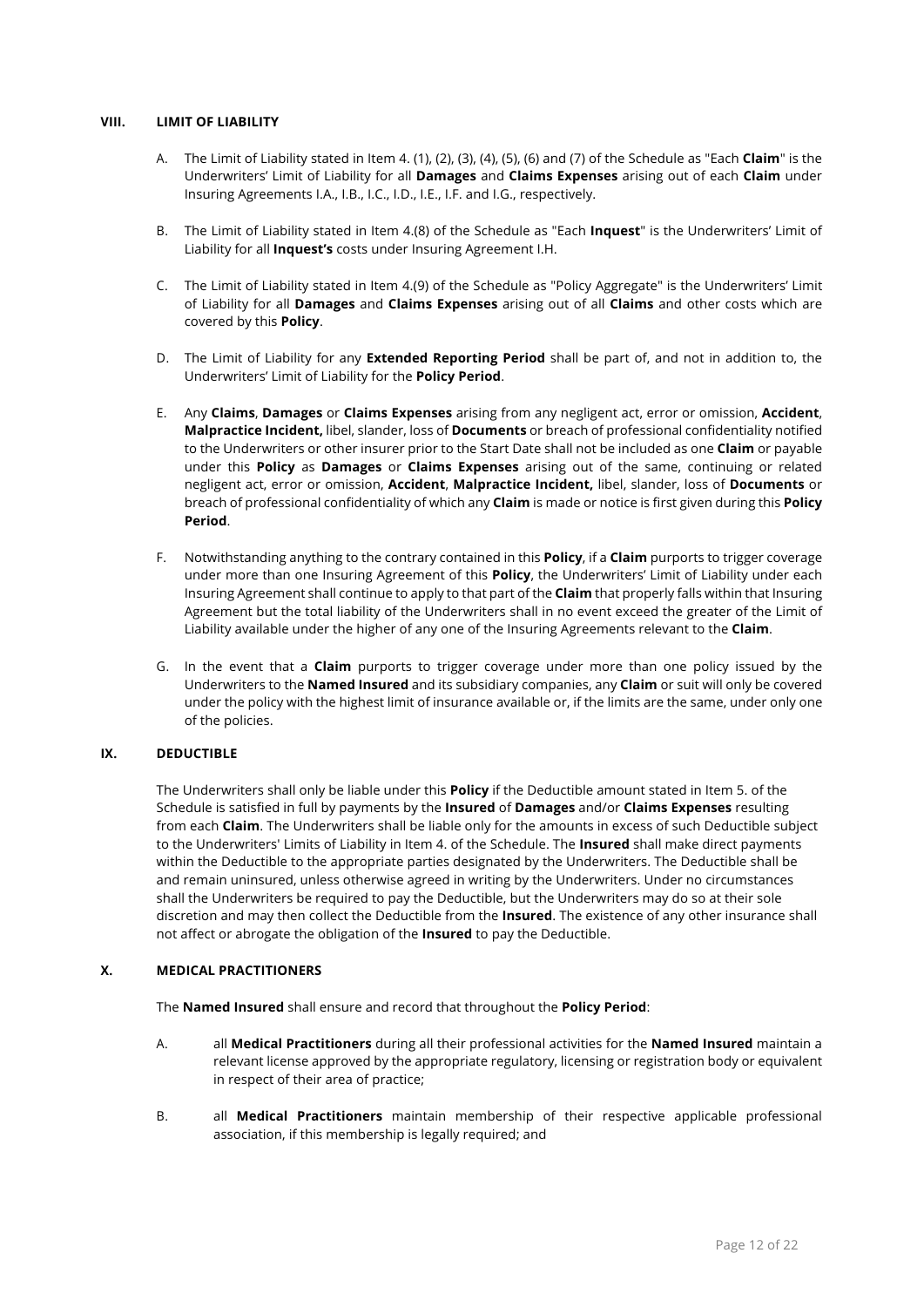## VIII. LIMIT OF LIABILITY

A. The Limit of Liability stated in Item 4. (1), (2), (3), (4), (5), (6) and (7) of the Schedule as "Each **Claim**" is the Underwriters' Limit of Liability for all **Damages** and **Claims Expenses** arising out of each **Claim** under Insuring Agreements I.A., I.B., I.C., I.D., I.E., I.F. and I.G., respectively.

B. The Limit of Liability stated in Item 4.(8) of the Schedule as "Each **Inquest**" is the Underwriters' Limit of Liability for all **Inquest's** costs under Insuring Agreement I.H.

C. The Limit of Liability stated in Item 4.(9) of the Schedule as "Policy Aggregate" is the Underwriters' Limit of Liability for all **Damages** and **Claims Expenses** arising out of all **Claims** and other costs which are covered by this **Policy**.

D. The Limit of Liability for any **Extended Reporting Period** shall be part of, and not in addition to, the Underwriters' Limit of Liability for the **Policy Period**.

E. Any **Claims**, **Damages** or **Claims Expenses** arising from any negligent act, error or omission, **Accident**, **Malpractice Incident,** libel, slander, loss of **Documents** or breach of professional confidentiality notified to the Underwriters or other insurer prior to the Start Date shall not be included as one **Claim** or payable under this **Policy** as **Damages** or **Claims Expenses** arising out of the same, continuing or related negligent act, error or omission, **Accident**, **Malpractice Incident,** libel, slander, loss of **Documents** or breach of professional confidentiality of which any **Claim** is made or notice is first given during this **Policy Period**.

F. Notwithstanding anything to the contrary contained in this **Policy**, if a **Claim** purports to trigger coverage under more than one Insuring Agreement of this **Policy**, the Underwriters' Limit of Liability under each Insuring Agreement shall continue to apply to that part of the **Claim** that properly falls within that Insuring Agreement but the total liability of the Underwriters shall in no event exceed the greater of the Limit of Liability available under the higher of any one of the Insuring Agreements relevant to the **Claim**.

G. In the event that a **Claim** purports to trigger coverage under more than one policy issued by the Underwriters to the **Named Insured** and its subsidiary companies, any **Claim** or suit will only be covered under the policy with the highest limit of insurance available or, if the limits are the same, under only one of the policies.

## IX. DEDUCTIBLE

The Underwriters shall only be liable under this **Policy** if the Deductible amount stated in Item 5. of the Schedule is satisfied in full by payments by the **Insured** of **Damages** and/or **Claims Expenses** resulting from each **Claim**. The Underwriters shall be liable only for the amounts in excess of such Deductible subject to the Underwriters' Limits of Liability in Item 4. of the Schedule. The **Insured** shall make direct payments within the Deductible to the appropriate parties designated by the Underwriters. The Deductible shall be and remain uninsured, unless otherwise agreed in writing by the Underwriters. Under no circumstances shall the Underwriters be required to pay the Deductible, but the Underwriters may do so at their sole discretion and may then collect the Deductible from the **Insured**. The existence of any other insurance shall not affect or abrogate the obligation of the **Insured** to pay the Deductible.

## X. MEDICAL PRACTITIONERS

The **Named Insured** shall ensure and record that throughout the **Policy Period**:

A. all **Medical Practitioners** during all their professional activities for the **Named Insured** maintain a relevant license approved by the appropriate regulatory, licensing or registration body or equivalent in respect of their area of practice;

B. all **Medical Practitioners** maintain membership of their respective applicable professional association, if this membership is legally required; and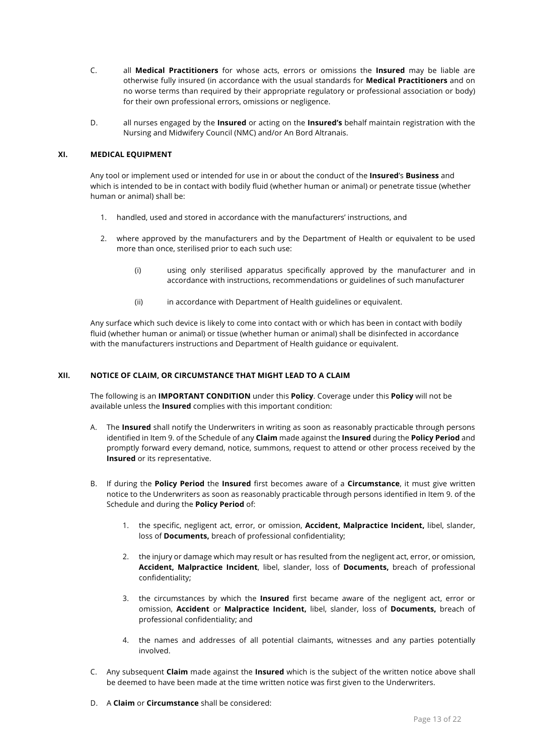C. all **Medical Practitioners** for whose acts, errors or omissions the **Insured** may be liable are otherwise fully insured (in accordance with the usual standards for **Medical Practitioners** and on no worse terms than required by their appropriate regulatory or professional association or body) for their own professional errors, omissions or negligence.

D. all nurses engaged by the **Insured** or acting on the **Insured's** behalf maintain registration with the Nursing and Midwifery Council (NMC) and/or An Bord Altranais.

## XI. MEDICAL EQUIPMENT

Any tool or implement used or intended for use in or about the conduct of the **Insured**'s **Business** and which is intended to be in contact with bodily fluid (whether human or animal) or penetrate tissue (whether human or animal) shall be:

1. handled, used and stored in accordance with the manufacturers' instructions, and

2. where approved by the manufacturers and by the Department of Health or equivalent to be used more than once, sterilised prior to each such use:

   (i) using only sterilised apparatus specifically approved by the manufacturer and in accordance with instructions, recommendations or guidelines of such manufacturer

   (ii) in accordance with Department of Health guidelines or equivalent.

Any surface which such device is likely to come into contact with or which has been in contact with bodily fluid (whether human or animal) or tissue (whether human or animal) shall be disinfected in accordance with the manufacturers instructions and Department of Health guidance or equivalent.

## XII. NOTICE OF CLAIM, OR CIRCUMSTANCE THAT MIGHT LEAD TO A CLAIM

The following is an **IMPORTANT CONDITION** under this **Policy**. Coverage under this **Policy** will not be available unless the **Insured** complies with this important condition:

A. The **Insured** shall notify the Underwriters in writing as soon as reasonably practicable through persons identified in Item 9. of the Schedule of any **Claim** made against the **Insured** during the **Policy Period** and promptly forward every demand, notice, summons, request to attend or other process received by the **Insured** or its representative.

B. If during the **Policy Period** the **Insured** first becomes aware of a **Circumstance**, it must give written notice to the Underwriters as soon as reasonably practicable through persons identified in Item 9. of the Schedule and during the **Policy Period** of:

   1. the specific, negligent act, error, or omission, **Accident, Malpractice Incident,** libel, slander, loss of **Documents,** breach of professional confidentiality;

   2. the injury or damage which may result or has resulted from the negligent act, error, or omission, **Accident, Malpractice Incident**, libel, slander, loss of **Documents,** breach of professional confidentiality;

   3. the circumstances by which the **Insured** first became aware of the negligent act, error or omission, **Accident** or **Malpractice Incident,** libel, slander, loss of **Documents,** breach of professional confidentiality; and

   4. the names and addresses of all potential claimants, witnesses and any parties potentially involved.

C. Any subsequent **Claim** made against the **Insured** which is the subject of the written notice above shall be deemed to have been made at the time written notice was first given to the Underwriters.

D. A **Claim** or **Circumstance** shall be considered: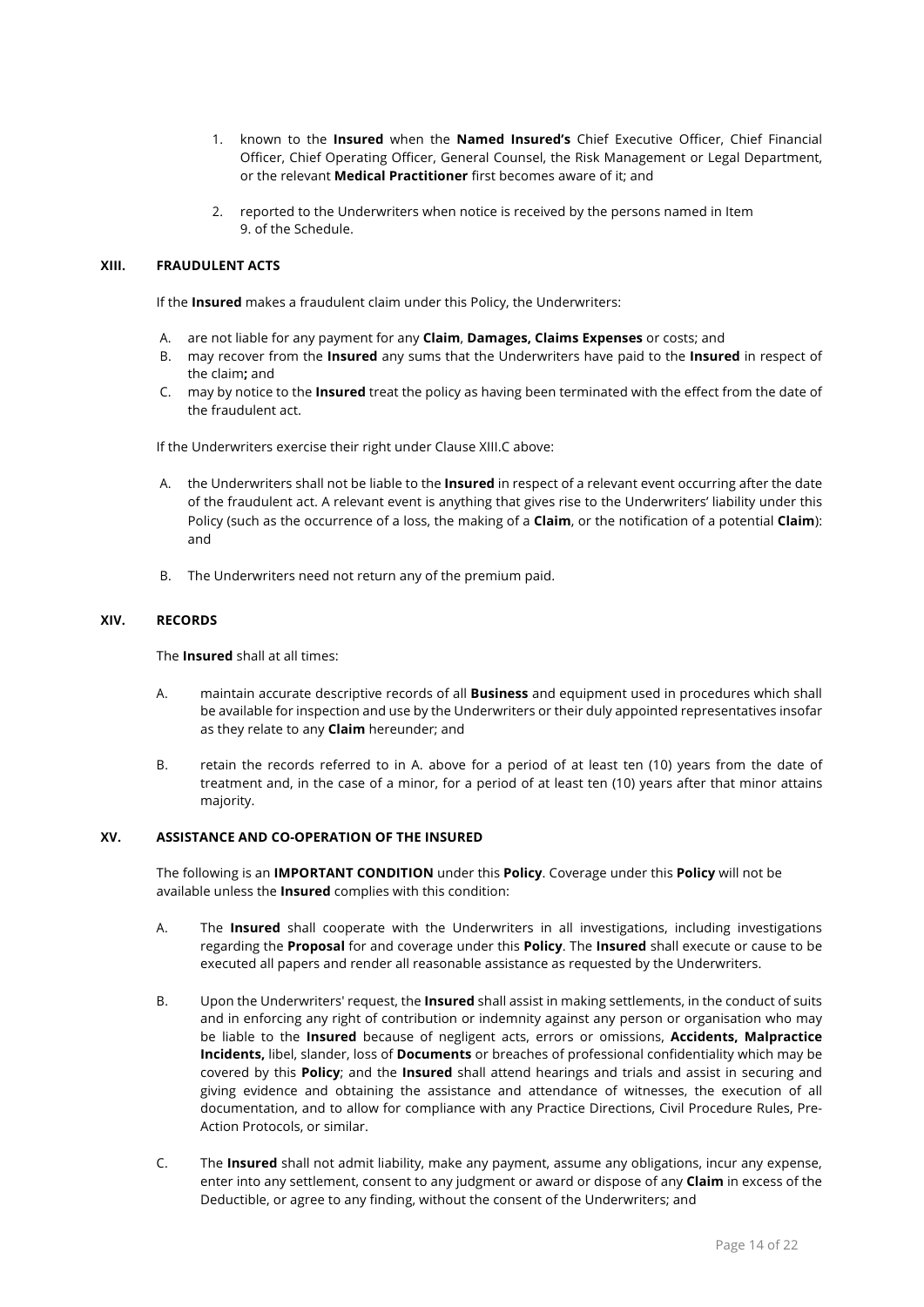1. known to the **Insured** when the **Named Insured's** Chief Executive Officer, Chief Financial Officer, Chief Operating Officer, General Counsel, the Risk Management or Legal Department, or the relevant **Medical Practitioner** first becomes aware of it; and

2. reported to the Underwriters when notice is received by the persons named in Item 9. of the Schedule.

## XIII. FRAUDULENT ACTS

If the **Insured** makes a fraudulent claim under this Policy, the Underwriters:

A. are not liable for any payment for any **Claim**, **Damages, Claims Expenses** or costs; and
B. may recover from the **Insured** any sums that the Underwriters have paid to the **Insured** in respect of the claim**;** and
C. may by notice to the **Insured** treat the policy as having been terminated with the effect from the date of the fraudulent act.

If the Underwriters exercise their right under Clause XIII.C above:

A. the Underwriters shall not be liable to the **Insured** in respect of a relevant event occurring after the date of the fraudulent act. A relevant event is anything that gives rise to the Underwriters' liability under this Policy (such as the occurrence of a loss, the making of a **Claim**, or the notification of a potential **Claim**): and

B. The Underwriters need not return any of the premium paid.

## XIV. RECORDS

The **Insured** shall at all times:

A. maintain accurate descriptive records of all **Business** and equipment used in procedures which shall be available for inspection and use by the Underwriters or their duly appointed representatives insofar as they relate to any **Claim** hereunder; and

B. retain the records referred to in A. above for a period of at least ten (10) years from the date of treatment and, in the case of a minor, for a period of at least ten (10) years after that minor attains majority.

## XV. ASSISTANCE AND CO-OPERATION OF THE INSURED

The following is an **IMPORTANT CONDITION** under this **Policy**. Coverage under this **Policy** will not be available unless the **Insured** complies with this condition:

A. The **Insured** shall cooperate with the Underwriters in all investigations, including investigations regarding the **Proposal** for and coverage under this **Policy**. The **Insured** shall execute or cause to be executed all papers and render all reasonable assistance as requested by the Underwriters.

B. Upon the Underwriters' request, the **Insured** shall assist in making settlements, in the conduct of suits and in enforcing any right of contribution or indemnity against any person or organisation who may be liable to the **Insured** because of negligent acts, errors or omissions, **Accidents, Malpractice Incidents,** libel, slander, loss of **Documents** or breaches of professional confidentiality which may be covered by this **Policy**; and the **Insured** shall attend hearings and trials and assist in securing and giving evidence and obtaining the assistance and attendance of witnesses, the execution of all documentation, and to allow for compliance with any Practice Directions, Civil Procedure Rules, Pre-Action Protocols, or similar.

C. The **Insured** shall not admit liability, make any payment, assume any obligations, incur any expense, enter into any settlement, consent to any judgment or award or dispose of any **Claim** in excess of the Deductible, or agree to any finding, without the consent of the Underwriters; and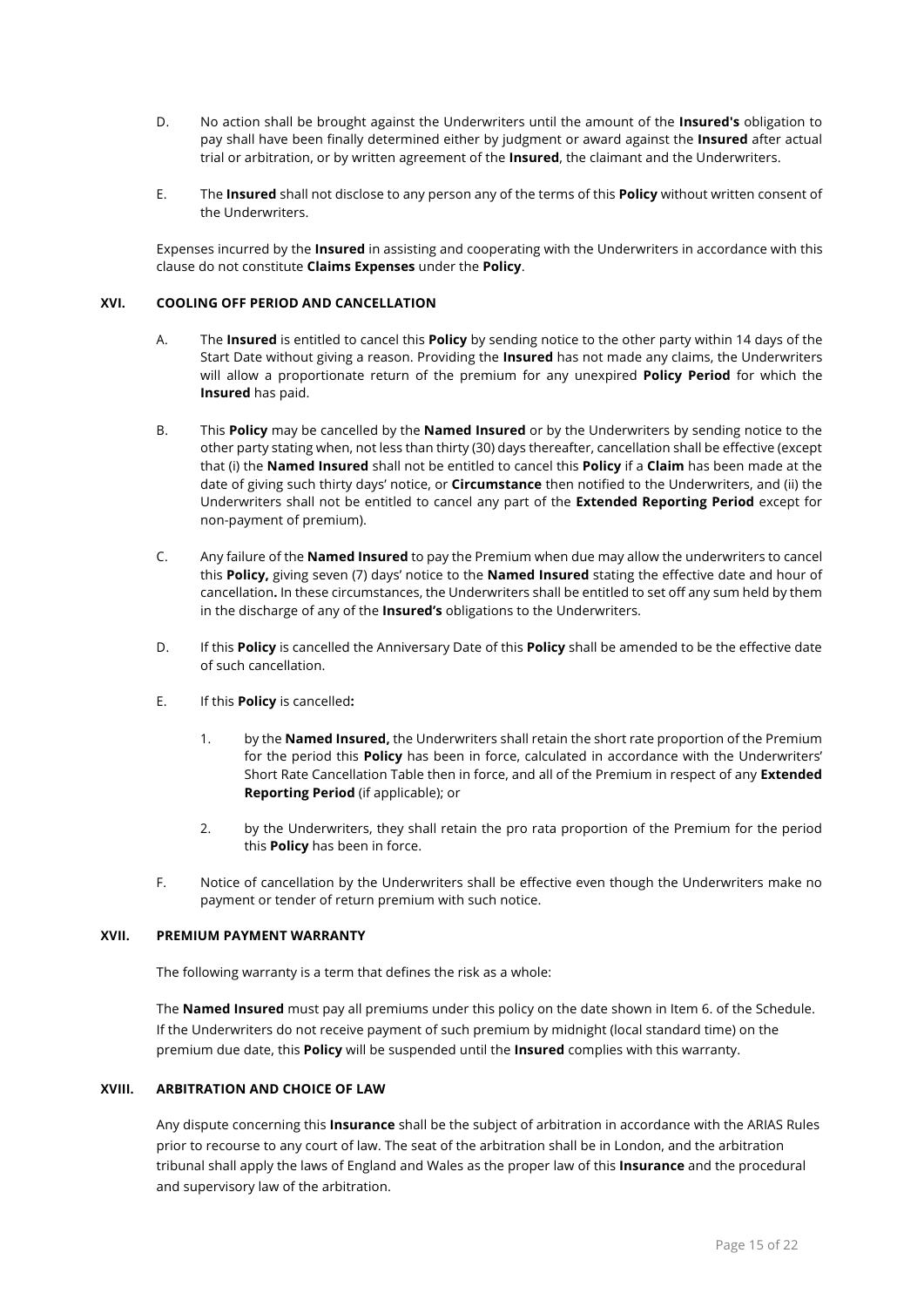D. No action shall be brought against the Underwriters until the amount of the **Insured's** obligation to pay shall have been finally determined either by judgment or award against the **Insured** after actual trial or arbitration, or by written agreement of the **Insured**, the claimant and the Underwriters.

E. The **Insured** shall not disclose to any person any of the terms of this **Policy** without written consent of the Underwriters.

Expenses incurred by the **Insured** in assisting and cooperating with the Underwriters in accordance with this clause do not constitute **Claims Expenses** under the **Policy**.

## XVI. COOLING OFF PERIOD AND CANCELLATION

A. The **Insured** is entitled to cancel this **Policy** by sending notice to the other party within 14 days of the Start Date without giving a reason. Providing the **Insured** has not made any claims, the Underwriters will allow a proportionate return of the premium for any unexpired **Policy Period** for which the **Insured** has paid.

B. This **Policy** may be cancelled by the **Named Insured** or by the Underwriters by sending notice to the other party stating when, not less than thirty (30) days thereafter, cancellation shall be effective (except that (i) the **Named Insured** shall not be entitled to cancel this **Policy** if a **Claim** has been made at the date of giving such thirty days' notice, or **Circumstance** then notified to the Underwriters, and (ii) the Underwriters shall not be entitled to cancel any part of the **Extended Reporting Period** except for non-payment of premium).

C. Any failure of the **Named Insured** to pay the Premium when due may allow the underwriters to cancel this **Policy,** giving seven (7) days' notice to the **Named Insured** stating the effective date and hour of cancellation**.** In these circumstances, the Underwriters shall be entitled to set off any sum held by them in the discharge of any of the **Insured's** obligations to the Underwriters.

D. If this **Policy** is cancelled the Anniversary Date of this **Policy** shall be amended to be the effective date of such cancellation.

E. If this **Policy** is cancelled**:**

1. by the **Named Insured,** the Underwriters shall retain the short rate proportion of the Premium for the period this **Policy** has been in force, calculated in accordance with the Underwriters' Short Rate Cancellation Table then in force, and all of the Premium in respect of any **Extended Reporting Period** (if applicable); or

2. by the Underwriters, they shall retain the pro rata proportion of the Premium for the period this **Policy** has been in force.

F. Notice of cancellation by the Underwriters shall be effective even though the Underwriters make no payment or tender of return premium with such notice.

## XVII. PREMIUM PAYMENT WARRANTY

The following warranty is a term that defines the risk as a whole:

The **Named Insured** must pay all premiums under this policy on the date shown in Item 6. of the Schedule. If the Underwriters do not receive payment of such premium by midnight (local standard time) on the premium due date, this **Policy** will be suspended until the **Insured** complies with this warranty.

## XVIII. ARBITRATION AND CHOICE OF LAW

Any dispute concerning this **Insurance** shall be the subject of arbitration in accordance with the ARIAS Rules prior to recourse to any court of law. The seat of the arbitration shall be in London, and the arbitration tribunal shall apply the laws of England and Wales as the proper law of this **Insurance** and the procedural and supervisory law of the arbitration.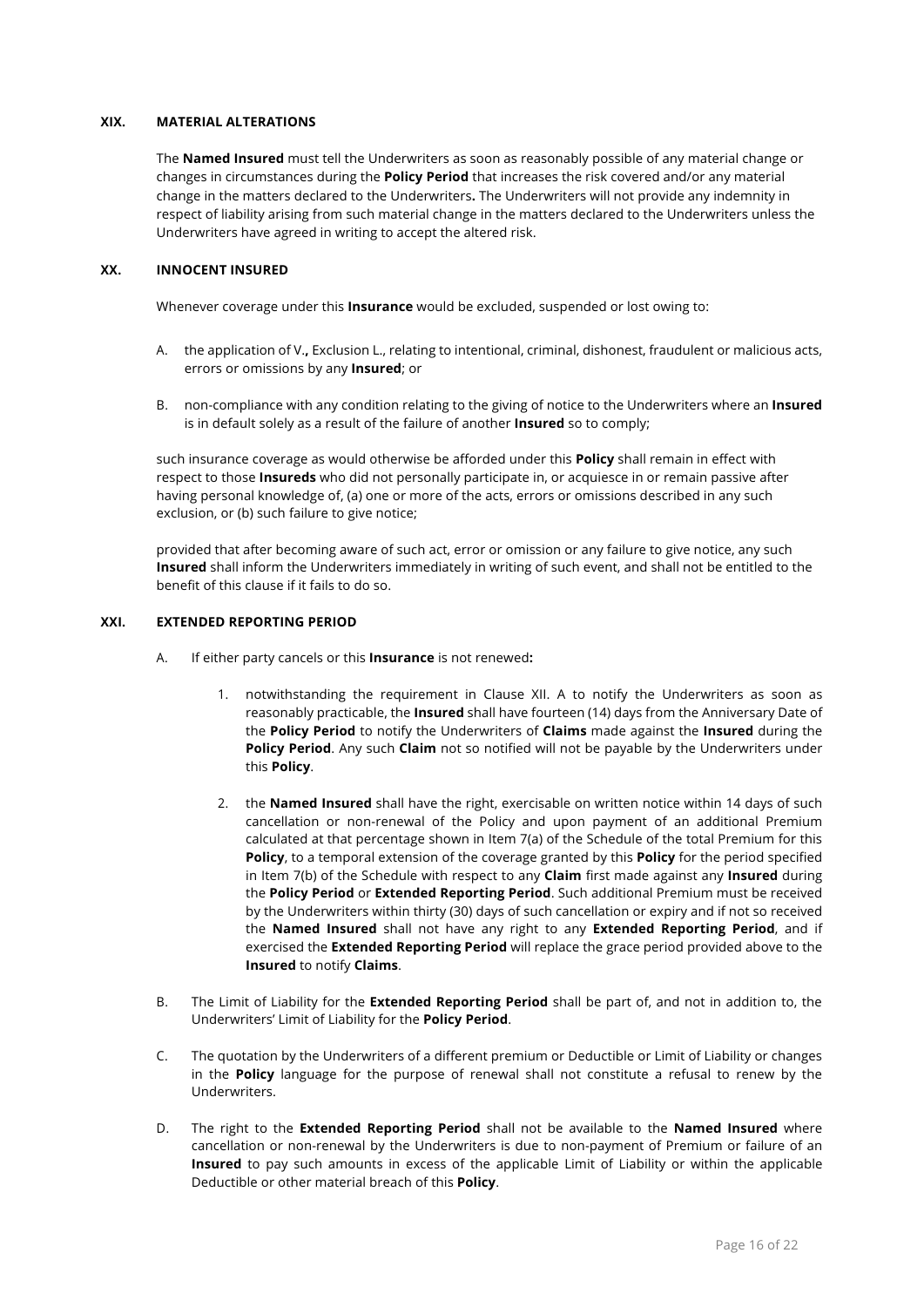## XIX. MATERIAL ALTERATIONS

The **Named Insured** must tell the Underwriters as soon as reasonably possible of any material change or changes in circumstances during the **Policy Period** that increases the risk covered and/or any material change in the matters declared to the Underwriters**.** The Underwriters will not provide any indemnity in respect of liability arising from such material change in the matters declared to the Underwriters unless the Underwriters have agreed in writing to accept the altered risk.

## XX. INNOCENT INSURED

Whenever coverage under this **Insurance** would be excluded, suspended or lost owing to:

A. the application of V.**,** Exclusion L., relating to intentional, criminal, dishonest, fraudulent or malicious acts, errors or omissions by any **Insured**; or

B. non-compliance with any condition relating to the giving of notice to the Underwriters where an **Insured** is in default solely as a result of the failure of another **Insured** so to comply;

such insurance coverage as would otherwise be afforded under this **Policy** shall remain in effect with respect to those **Insureds** who did not personally participate in, or acquiesce in or remain passive after having personal knowledge of, (a) one or more of the acts, errors or omissions described in any such exclusion, or (b) such failure to give notice;

provided that after becoming aware of such act, error or omission or any failure to give notice, any such **Insured** shall inform the Underwriters immediately in writing of such event, and shall not be entitled to the benefit of this clause if it fails to do so.

## XXI. EXTENDED REPORTING PERIOD

A. If either party cancels or this **Insurance** is not renewed**:**

1. notwithstanding the requirement in Clause XII. A to notify the Underwriters as soon as reasonably practicable, the **Insured** shall have fourteen (14) days from the Anniversary Date of the **Policy Period** to notify the Underwriters of **Claims** made against the **Insured** during the **Policy Period**. Any such **Claim** not so notified will not be payable by the Underwriters under this **Policy**.

2. the **Named Insured** shall have the right, exercisable on written notice within 14 days of such cancellation or non-renewal of the Policy and upon payment of an additional Premium calculated at that percentage shown in Item 7(a) of the Schedule of the total Premium for this **Policy**, to a temporal extension of the coverage granted by this **Policy** for the period specified in Item 7(b) of the Schedule with respect to any **Claim** first made against any **Insured** during the **Policy Period** or **Extended Reporting Period**. Such additional Premium must be received by the Underwriters within thirty (30) days of such cancellation or expiry and if not so received the **Named Insured** shall not have any right to any **Extended Reporting Period**, and if exercised the **Extended Reporting Period** will replace the grace period provided above to the **Insured** to notify **Claims**.

B. The Limit of Liability for the **Extended Reporting Period** shall be part of, and not in addition to, the Underwriters' Limit of Liability for the **Policy Period**.

C. The quotation by the Underwriters of a different premium or Deductible or Limit of Liability or changes in the **Policy** language for the purpose of renewal shall not constitute a refusal to renew by the Underwriters.

D. The right to the **Extended Reporting Period** shall not be available to the **Named Insured** where cancellation or non-renewal by the Underwriters is due to non-payment of Premium or failure of an **Insured** to pay such amounts in excess of the applicable Limit of Liability or within the applicable Deductible or other material breach of this **Policy**.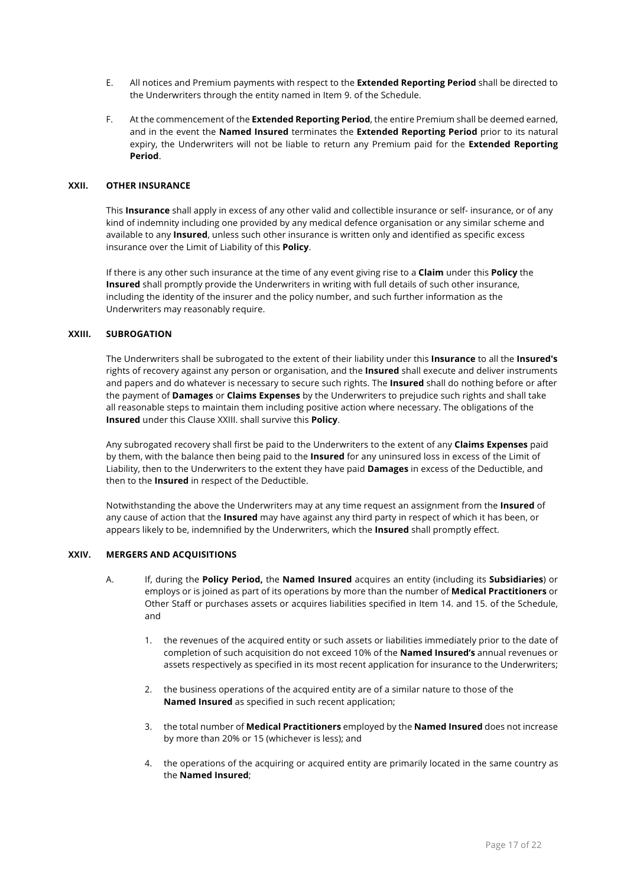E. All notices and Premium payments with respect to the **Extended Reporting Period** shall be directed to the Underwriters through the entity named in Item 9. of the Schedule.

F. At the commencement of the **Extended Reporting Period**, the entire Premium shall be deemed earned, and in the event the **Named Insured** terminates the **Extended Reporting Period** prior to its natural expiry, the Underwriters will not be liable to return any Premium paid for the **Extended Reporting Period**.

## XXII. OTHER INSURANCE

This **Insurance** shall apply in excess of any other valid and collectible insurance or self- insurance, or of any kind of indemnity including one provided by any medical defence organisation or any similar scheme and available to any **Insured**, unless such other insurance is written only and identified as specific excess insurance over the Limit of Liability of this **Policy**.

If there is any other such insurance at the time of any event giving rise to a **Claim** under this **Policy** the **Insured** shall promptly provide the Underwriters in writing with full details of such other insurance, including the identity of the insurer and the policy number, and such further information as the Underwriters may reasonably require.

## XXIII. SUBROGATION

The Underwriters shall be subrogated to the extent of their liability under this **Insurance** to all the **Insured's** rights of recovery against any person or organisation, and the **Insured** shall execute and deliver instruments and papers and do whatever is necessary to secure such rights. The **Insured** shall do nothing before or after the payment of **Damages** or **Claims Expenses** by the Underwriters to prejudice such rights and shall take all reasonable steps to maintain them including positive action where necessary. The obligations of the **Insured** under this Clause XXIII. shall survive this **Policy**.

Any subrogated recovery shall first be paid to the Underwriters to the extent of any **Claims Expenses** paid by them, with the balance then being paid to the **Insured** for any uninsured loss in excess of the Limit of Liability, then to the Underwriters to the extent they have paid **Damages** in excess of the Deductible, and then to the **Insured** in respect of the Deductible.

Notwithstanding the above the Underwriters may at any time request an assignment from the **Insured** of any cause of action that the **Insured** may have against any third party in respect of which it has been, or appears likely to be, indemnified by the Underwriters, which the **Insured** shall promptly effect.

## XXIV. MERGERS AND ACQUISITIONS

A. If, during the **Policy Period,** the **Named Insured** acquires an entity (including its **Subsidiaries**) or employs or is joined as part of its operations by more than the number of **Medical Practitioners** or Other Staff or purchases assets or acquires liabilities specified in Item 14. and 15. of the Schedule, and

1. the revenues of the acquired entity or such assets or liabilities immediately prior to the date of completion of such acquisition do not exceed 10% of the **Named Insured's** annual revenues or assets respectively as specified in its most recent application for insurance to the Underwriters;

2. the business operations of the acquired entity are of a similar nature to those of the **Named Insured** as specified in such recent application;

3. the total number of **Medical Practitioners** employed by the **Named Insured** does not increase by more than 20% or 15 (whichever is less); and

4. the operations of the acquiring or acquired entity are primarily located in the same country as the **Named Insured**;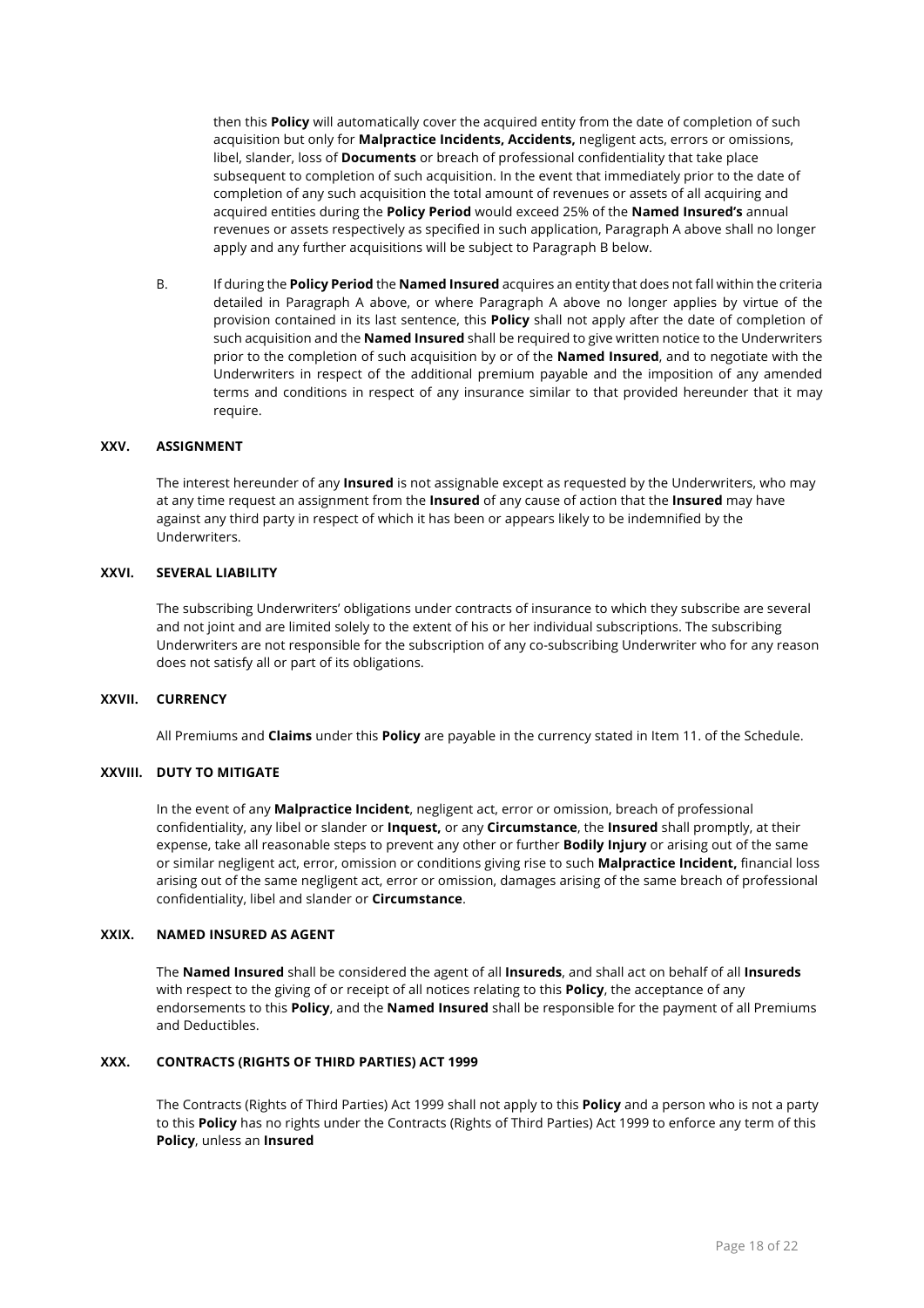then this **Policy** will automatically cover the acquired entity from the date of completion of such acquisition but only for **Malpractice Incidents, Accidents,** negligent acts, errors or omissions, libel, slander, loss of **Documents** or breach of professional confidentiality that take place subsequent to completion of such acquisition. In the event that immediately prior to the date of completion of any such acquisition the total amount of revenues or assets of all acquiring and acquired entities during the **Policy Period** would exceed 25% of the **Named Insured's** annual revenues or assets respectively as specified in such application, Paragraph A above shall no longer apply and any further acquisitions will be subject to Paragraph B below.

B. If during the **Policy Period** the **Named Insured** acquires an entity that does not fall within the criteria detailed in Paragraph A above, or where Paragraph A above no longer applies by virtue of the provision contained in its last sentence, this **Policy** shall not apply after the date of completion of such acquisition and the **Named Insured** shall be required to give written notice to the Underwriters prior to the completion of such acquisition by or of the **Named Insured**, and to negotiate with the Underwriters in respect of the additional premium payable and the imposition of any amended terms and conditions in respect of any insurance similar to that provided hereunder that it may require.

### XXV. ASSIGNMENT

The interest hereunder of any **Insured** is not assignable except as requested by the Underwriters, who may at any time request an assignment from the **Insured** of any cause of action that the **Insured** may have against any third party in respect of which it has been or appears likely to be indemnified by the Underwriters.

### XXVI. SEVERAL LIABILITY

The subscribing Underwriters' obligations under contracts of insurance to which they subscribe are several and not joint and are limited solely to the extent of his or her individual subscriptions. The subscribing Underwriters are not responsible for the subscription of any co-subscribing Underwriter who for any reason does not satisfy all or part of its obligations.

### XXVII. CURRENCY

All Premiums and **Claims** under this **Policy** are payable in the currency stated in Item 11. of the Schedule.

### XXVIII. DUTY TO MITIGATE

In the event of any **Malpractice Incident**, negligent act, error or omission, breach of professional confidentiality, any libel or slander or **Inquest,** or any **Circumstance**, the **Insured** shall promptly, at their expense, take all reasonable steps to prevent any other or further **Bodily Injury** or arising out of the same or similar negligent act, error, omission or conditions giving rise to such **Malpractice Incident,** financial loss arising out of the same negligent act, error or omission, damages arising of the same breach of professional confidentiality, libel and slander or **Circumstance**.

### XXIX. NAMED INSURED AS AGENT

The **Named Insured** shall be considered the agent of all **Insureds**, and shall act on behalf of all **Insureds** with respect to the giving of or receipt of all notices relating to this **Policy**, the acceptance of any endorsements to this **Policy**, and the **Named Insured** shall be responsible for the payment of all Premiums and Deductibles.

### XXX. CONTRACTS (RIGHTS OF THIRD PARTIES) ACT 1999

The Contracts (Rights of Third Parties) Act 1999 shall not apply to this **Policy** and a person who is not a party to this **Policy** has no rights under the Contracts (Rights of Third Parties) Act 1999 to enforce any term of this **Policy**, unless an **Insured**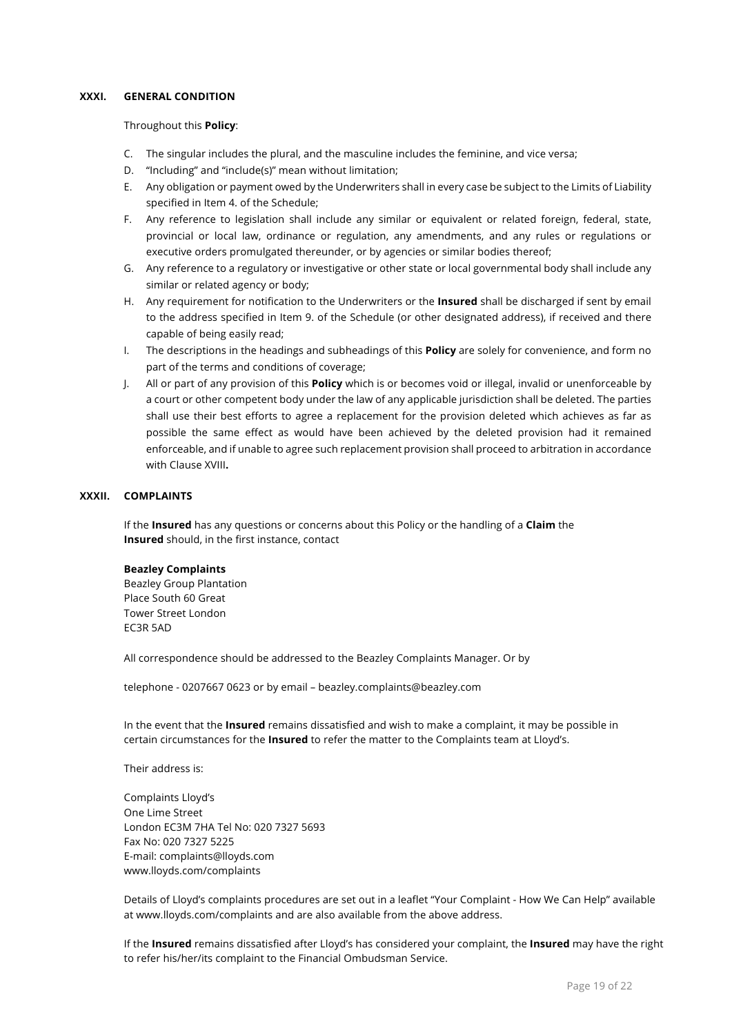## XXXI. GENERAL CONDITION

Throughout this **Policy**:

C. The singular includes the plural, and the masculine includes the feminine, and vice versa;
D. "Including" and "include(s)" mean without limitation;
E. Any obligation or payment owed by the Underwriters shall in every case be subject to the Limits of Liability specified in Item 4. of the Schedule;
F. Any reference to legislation shall include any similar or equivalent or related foreign, federal, state, provincial or local law, ordinance or regulation, any amendments, and any rules or regulations or executive orders promulgated thereunder, or by agencies or similar bodies thereof;
G. Any reference to a regulatory or investigative or other state or local governmental body shall include any similar or related agency or body;
H. Any requirement for notification to the Underwriters or the **Insured** shall be discharged if sent by email to the address specified in Item 9. of the Schedule (or other designated address), if received and there capable of being easily read;
I. The descriptions in the headings and subheadings of this **Policy** are solely for convenience, and form no part of the terms and conditions of coverage;
J. All or part of any provision of this **Policy** which is or becomes void or illegal, invalid or unenforceable by a court or other competent body under the law of any applicable jurisdiction shall be deleted. The parties shall use their best efforts to agree a replacement for the provision deleted which achieves as far as possible the same effect as would have been achieved by the deleted provision had it remained enforceable, and if unable to agree such replacement provision shall proceed to arbitration in accordance with Clause XVIII**.**

## XXXII. COMPLAINTS

If the **Insured** has any questions or concerns about this Policy or the handling of a **Claim** the **Insured** should, in the first instance, contact

**Beazley Complaints**
Beazley Group Plantation
Place South 60 Great
Tower Street London
EC3R 5AD

All correspondence should be addressed to the Beazley Complaints Manager. Or by

telephone - 0207667 0623 or by email – beazley.complaints@beazley.com

In the event that the **Insured** remains dissatisfied and wish to make a complaint, it may be possible in certain circumstances for the **Insured** to refer the matter to the Complaints team at Lloyd's.

Their address is:

Complaints Lloyd's
One Lime Street
London EC3M 7HA Tel No: 020 7327 5693
Fax No: 020 7327 5225
E-mail: complaints@lloyds.com
www.lloyds.com/complaints

Details of Lloyd's complaints procedures are set out in a leaflet "Your Complaint - How We Can Help" available at www.lloyds.com/complaints and are also available from the above address.

If the **Insured** remains dissatisfied after Lloyd's has considered your complaint, the **Insured** may have the right to refer his/her/its complaint to the Financial Ombudsman Service.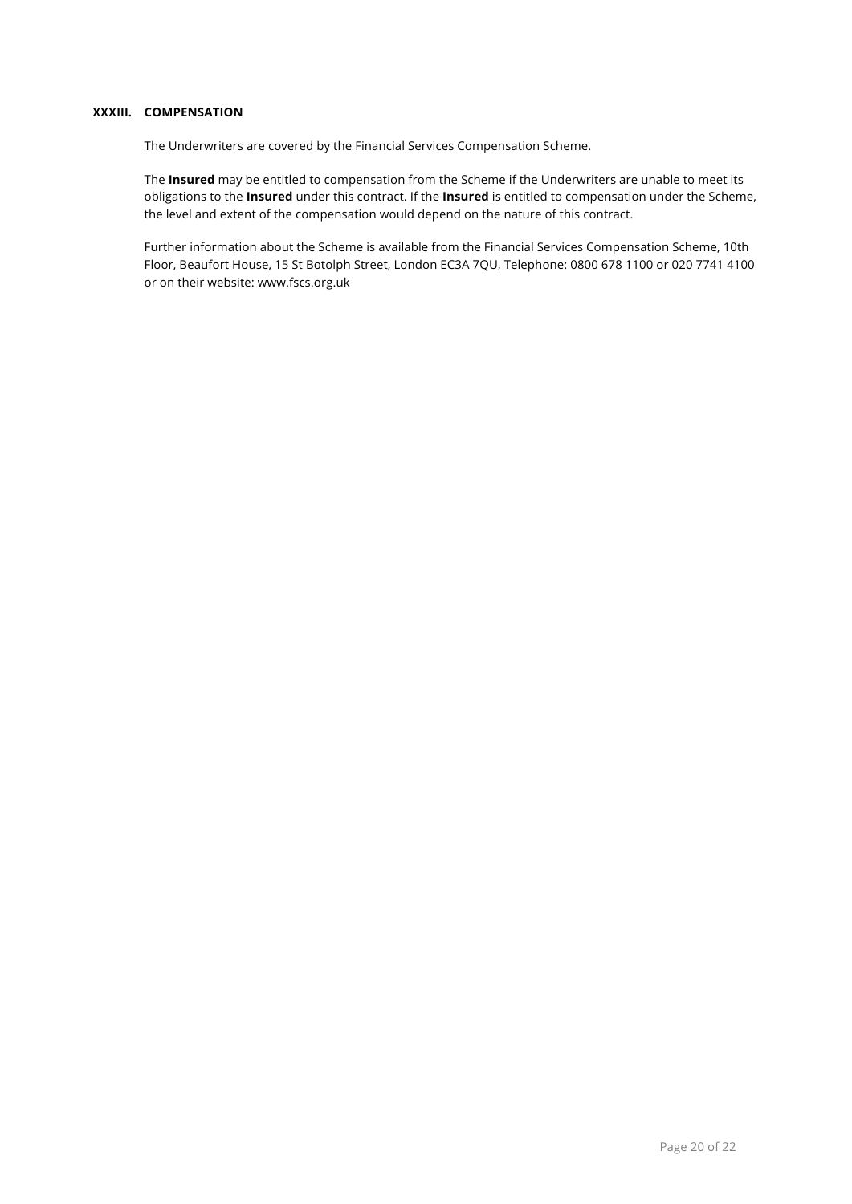## XXXIII. COMPENSATION

The Underwriters are covered by the Financial Services Compensation Scheme.

The **Insured** may be entitled to compensation from the Scheme if the Underwriters are unable to meet its obligations to the **Insured** under this contract. If the **Insured** is entitled to compensation under the Scheme, the level and extent of the compensation would depend on the nature of this contract.

Further information about the Scheme is available from the Financial Services Compensation Scheme, 10th Floor, Beaufort House, 15 St Botolph Street, London EC3A 7QU, Telephone: 0800 678 1100 or 020 7741 4100 or on their website: www.fscs.org.uk